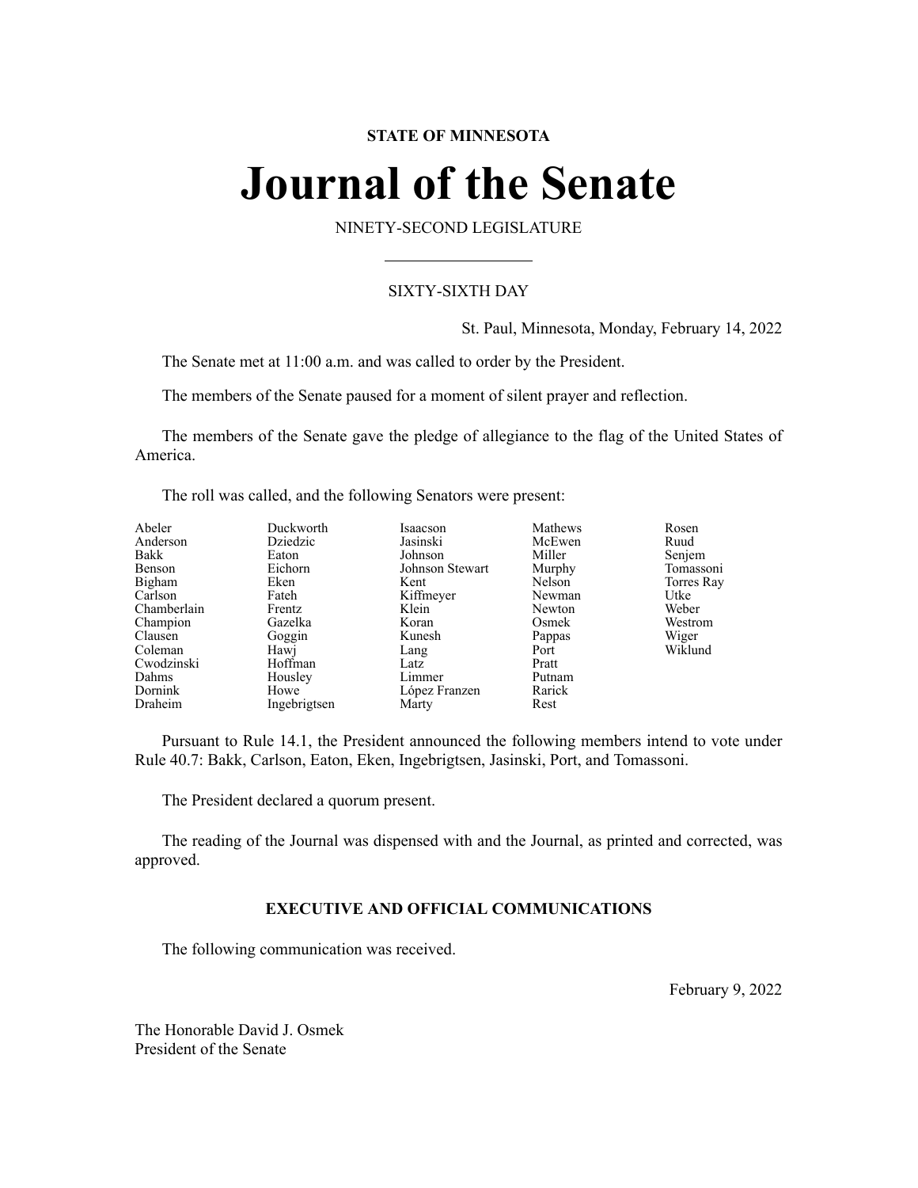**STATE OF MINNESOTA**

# Journal of the Senate

NINETY-SECOND LEGISLATURE

## SIXTY-SIXTH DAY

St. Paul, Minnesota, Monday, February 14, 2022

The Senate met at 11:00 a.m. and was called to order by the President.

The members of the Senate paused for a moment of silent prayer and reflection.

The members of the Senate gave the pledge of allegiance to the flag of the United States of America.

The roll was called, and the following Senators were present:

| | | | | |
|---|---|---|---|---|
| Abeler | Duckworth | Isaacson | Mathews | Rosen |
| Anderson | Dziedzic | Jasinski | McEwen | Ruud |
| Bakk | Eaton | Johnson | Miller | Senjem |
| Benson | Eichorn | Johnson Stewart | Murphy | Tomassoni |
| Bigham | Eken | Kent | Nelson | Torres Ray |
| Carlson | Fateh | Kiffmeyer | Newman | Utke |
| Chamberlain | Frentz | Klein | Newton | Weber |
| Champion | Gazelka | Koran | Osmek | Westrom |
| Clausen | Goggin | Kunesh | Pappas | Wiger |
| Coleman | Hawj | Lang | Port | Wiklund |
| Cwodzinski | Hoffman | Latz | Pratt | |
| Dahms | Housley | Limmer | Putnam | |
| Dornink | Howe | López Franzen | Rarick | |
| Draheim | Ingebrigtsen | Marty | Rest | |

Pursuant to Rule 14.1, the President announced the following members intend to vote under Rule 40.7: Bakk, Carlson, Eaton, Eken, Ingebrigtsen, Jasinski, Port, and Tomassoni.

The President declared a quorum present.

The reading of the Journal was dispensed with and the Journal, as printed and corrected, was approved.

### EXECUTIVE AND OFFICIAL COMMUNICATIONS

The following communication was received.

February 9, 2022

The Honorable David J. Osmek
President of the Senate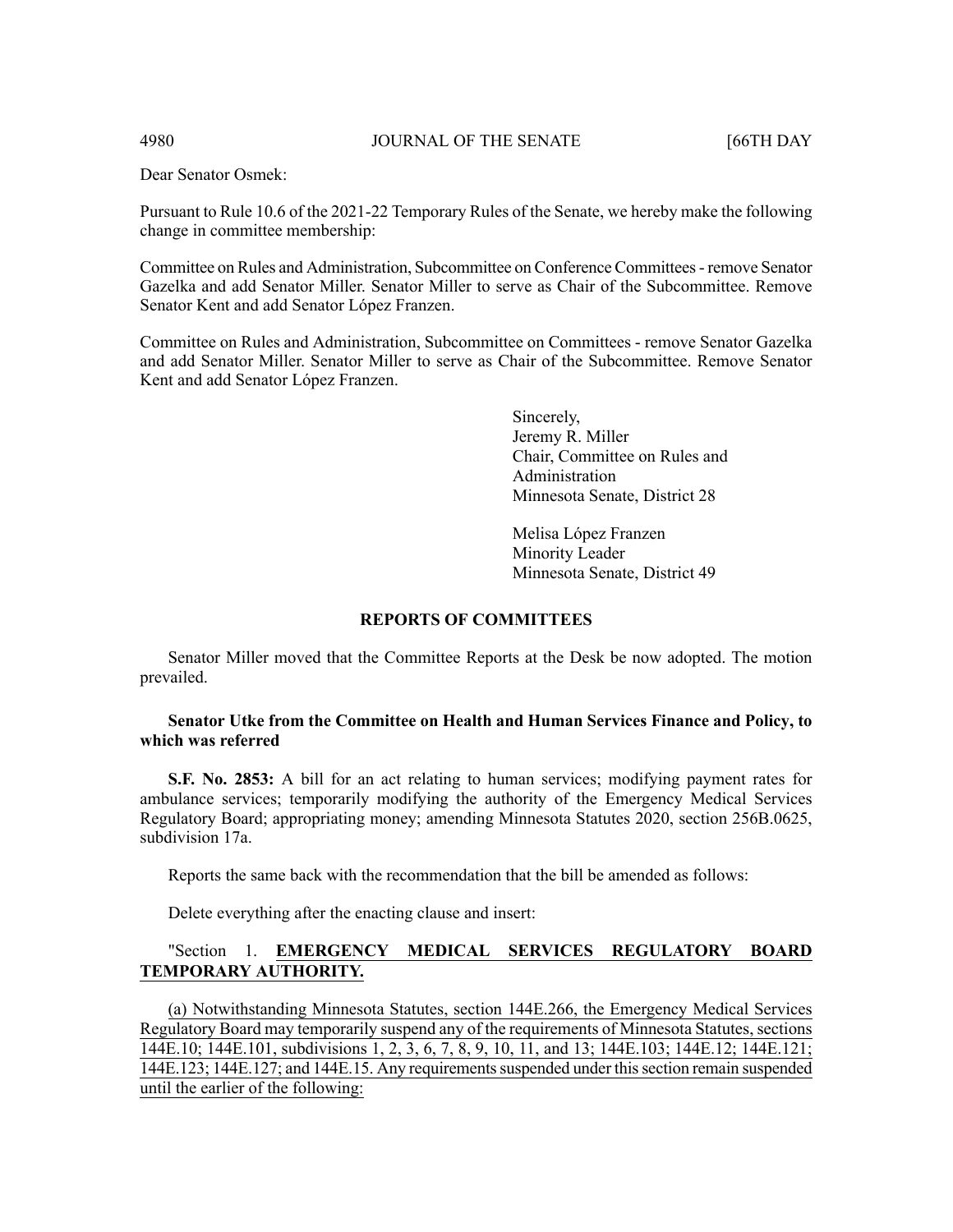Dear Senator Osmek:

Pursuant to Rule 10.6 of the 2021-22 Temporary Rules of the Senate, we hereby make the following change in committee membership:

Committee on Rules and Administration, Subcommittee on Conference Committees - remove Senator Gazelka and add Senator Miller. Senator Miller to serve as Chair of the Subcommittee. Remove Senator Kent and add Senator López Franzen.

Committee on Rules and Administration, Subcommittee on Committees - remove Senator Gazelka and add Senator Miller. Senator Miller to serve as Chair of the Subcommittee. Remove Senator Kent and add Senator López Franzen.

Sincerely,
Jeremy R. Miller
Chair, Committee on Rules and Administration
Minnesota Senate, District 28

Melisa López Franzen
Minority Leader
Minnesota Senate, District 49

## REPORTS OF COMMITTEES

Senator Miller moved that the Committee Reports at the Desk be now adopted. The motion prevailed.

**Senator Utke from the Committee on Health and Human Services Finance and Policy, to which was referred**

**S.F. No. 2853:** A bill for an act relating to human services; modifying payment rates for ambulance services; temporarily modifying the authority of the Emergency Medical Services Regulatory Board; appropriating money; amending Minnesota Statutes 2020, section 256B.0625, subdivision 17a.

Reports the same back with the recommendation that the bill be amended as follows:

Delete everything after the enacting clause and insert:

"Section 1. **EMERGENCY MEDICAL SERVICES REGULATORY BOARD TEMPORARY AUTHORITY.**

(a) Notwithstanding Minnesota Statutes, section 144E.266, the Emergency Medical Services Regulatory Board may temporarily suspend any of the requirements of Minnesota Statutes, sections 144E.10; 144E.101, subdivisions 1, 2, 3, 6, 7, 8, 9, 10, 11, and 13; 144E.103; 144E.12; 144E.121; 144E.123; 144E.127; and 144E.15. Any requirements suspended under this section remain suspended until the earlier of the following: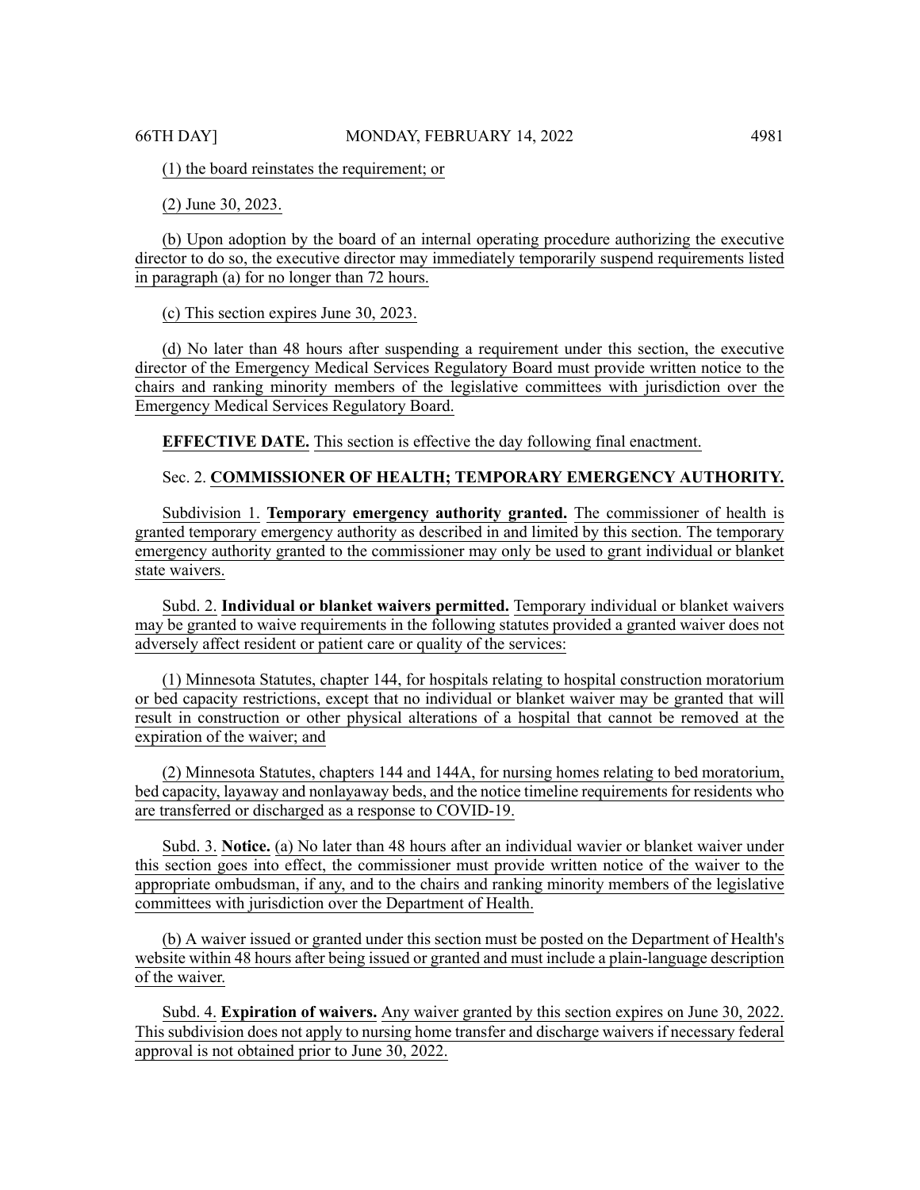(1) the board reinstates the requirement; or

(2) June 30, 2023.

(b) Upon adoption by the board of an internal operating procedure authorizing the executive director to do so, the executive director may immediately temporarily suspend requirements listed in paragraph (a) for no longer than 72 hours.

(c) This section expires June 30, 2023.

(d) No later than 48 hours after suspending a requirement under this section, the executive director of the Emergency Medical Services Regulatory Board must provide written notice to the chairs and ranking minority members of the legislative committees with jurisdiction over the Emergency Medical Services Regulatory Board.

**EFFECTIVE DATE.** This section is effective the day following final enactment.

Sec. 2. **COMMISSIONER OF HEALTH; TEMPORARY EMERGENCY AUTHORITY.**

Subdivision 1. **Temporary emergency authority granted.** The commissioner of health is granted temporary emergency authority as described in and limited by this section. The temporary emergency authority granted to the commissioner may only be used to grant individual or blanket state waivers.

Subd. 2. **Individual or blanket waivers permitted.** Temporary individual or blanket waivers may be granted to waive requirements in the following statutes provided a granted waiver does not adversely affect resident or patient care or quality of the services:

(1) Minnesota Statutes, chapter 144, for hospitals relating to hospital construction moratorium or bed capacity restrictions, except that no individual or blanket waiver may be granted that will result in construction or other physical alterations of a hospital that cannot be removed at the expiration of the waiver; and

(2) Minnesota Statutes, chapters 144 and 144A, for nursing homes relating to bed moratorium, bed capacity, layaway and nonlayaway beds, and the notice timeline requirements for residents who are transferred or discharged as a response to COVID-19.

Subd. 3. **Notice.** (a) No later than 48 hours after an individual wavier or blanket waiver under this section goes into effect, the commissioner must provide written notice of the waiver to the appropriate ombudsman, if any, and to the chairs and ranking minority members of the legislative committees with jurisdiction over the Department of Health.

(b) A waiver issued or granted under this section must be posted on the Department of Health's website within 48 hours after being issued or granted and must include a plain-language description of the waiver.

Subd. 4. **Expiration of waivers.** Any waiver granted by this section expires on June 30, 2022. This subdivision does not apply to nursing home transfer and discharge waivers if necessary federal approval is not obtained prior to June 30, 2022.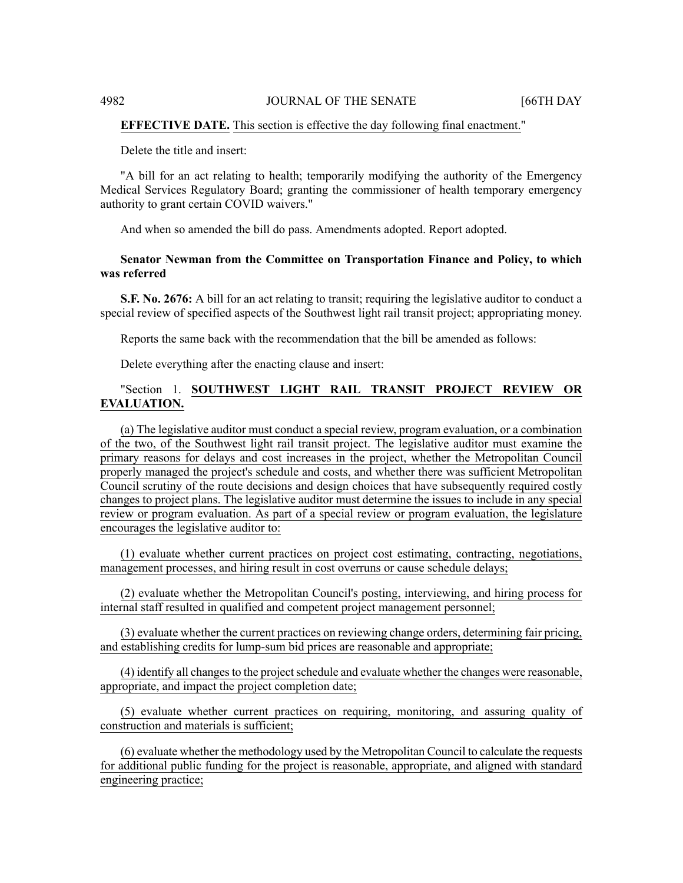**EFFECTIVE DATE.** This section is effective the day following final enactment."

Delete the title and insert:

"A bill for an act relating to health; temporarily modifying the authority of the Emergency Medical Services Regulatory Board; granting the commissioner of health temporary emergency authority to grant certain COVID waivers."

And when so amended the bill do pass. Amendments adopted. Report adopted.

**Senator Newman from the Committee on Transportation Finance and Policy, to which was referred**

**S.F. No. 2676:** A bill for an act relating to transit; requiring the legislative auditor to conduct a special review of specified aspects of the Southwest light rail transit project; appropriating money.

Reports the same back with the recommendation that the bill be amended as follows:

Delete everything after the enacting clause and insert:

"Section 1. **SOUTHWEST LIGHT RAIL TRANSIT PROJECT REVIEW OR EVALUATION.**

(a) The legislative auditor must conduct a special review, program evaluation, or a combination of the two, of the Southwest light rail transit project. The legislative auditor must examine the primary reasons for delays and cost increases in the project, whether the Metropolitan Council properly managed the project's schedule and costs, and whether there was sufficient Metropolitan Council scrutiny of the route decisions and design choices that have subsequently required costly changes to project plans. The legislative auditor must determine the issues to include in any special review or program evaluation. As part of a special review or program evaluation, the legislature encourages the legislative auditor to:

(1) evaluate whether current practices on project cost estimating, contracting, negotiations, management processes, and hiring result in cost overruns or cause schedule delays;

(2) evaluate whether the Metropolitan Council's posting, interviewing, and hiring process for internal staff resulted in qualified and competent project management personnel;

(3) evaluate whether the current practices on reviewing change orders, determining fair pricing, and establishing credits for lump-sum bid prices are reasonable and appropriate;

(4) identify all changes to the project schedule and evaluate whether the changes were reasonable, appropriate, and impact the project completion date;

(5) evaluate whether current practices on requiring, monitoring, and assuring quality of construction and materials is sufficient;

(6) evaluate whether the methodology used by the Metropolitan Council to calculate the requests for additional public funding for the project is reasonable, appropriate, and aligned with standard engineering practice;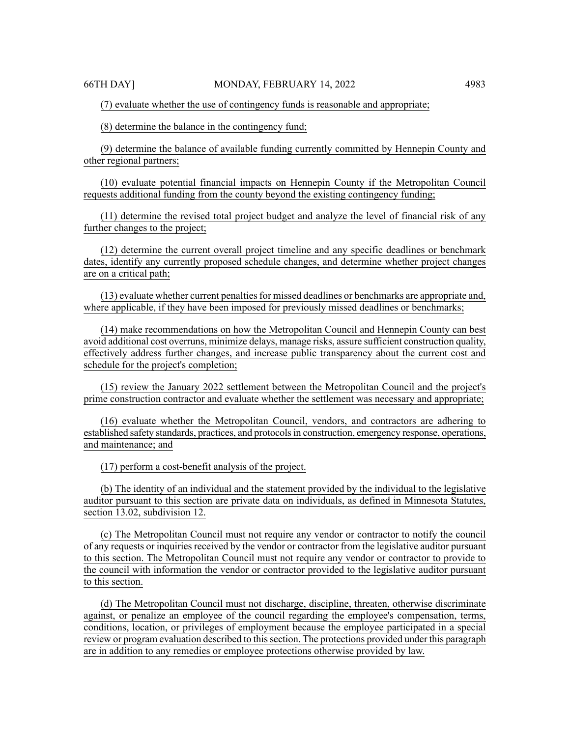(7) evaluate whether the use of contingency funds is reasonable and appropriate;

(8) determine the balance in the contingency fund;

(9) determine the balance of available funding currently committed by Hennepin County and other regional partners;

(10) evaluate potential financial impacts on Hennepin County if the Metropolitan Council requests additional funding from the county beyond the existing contingency funding;

(11) determine the revised total project budget and analyze the level of financial risk of any further changes to the project;

(12) determine the current overall project timeline and any specific deadlines or benchmark dates, identify any currently proposed schedule changes, and determine whether project changes are on a critical path;

(13) evaluate whether current penalties for missed deadlines or benchmarks are appropriate and, where applicable, if they have been imposed for previously missed deadlines or benchmarks;

(14) make recommendations on how the Metropolitan Council and Hennepin County can best avoid additional cost overruns, minimize delays, manage risks, assure sufficient construction quality, effectively address further changes, and increase public transparency about the current cost and schedule for the project's completion;

(15) review the January 2022 settlement between the Metropolitan Council and the project's prime construction contractor and evaluate whether the settlement was necessary and appropriate;

(16) evaluate whether the Metropolitan Council, vendors, and contractors are adhering to established safety standards, practices, and protocols in construction, emergency response, operations, and maintenance; and

(17) perform a cost-benefit analysis of the project.

(b) The identity of an individual and the statement provided by the individual to the legislative auditor pursuant to this section are private data on individuals, as defined in Minnesota Statutes, section 13.02, subdivision 12.

(c) The Metropolitan Council must not require any vendor or contractor to notify the council of any requests or inquiries received by the vendor or contractor from the legislative auditor pursuant to this section. The Metropolitan Council must not require any vendor or contractor to provide to the council with information the vendor or contractor provided to the legislative auditor pursuant to this section.

(d) The Metropolitan Council must not discharge, discipline, threaten, otherwise discriminate against, or penalize an employee of the council regarding the employee's compensation, terms, conditions, location, or privileges of employment because the employee participated in a special review or program evaluation described to this section. The protections provided under this paragraph are in addition to any remedies or employee protections otherwise provided by law.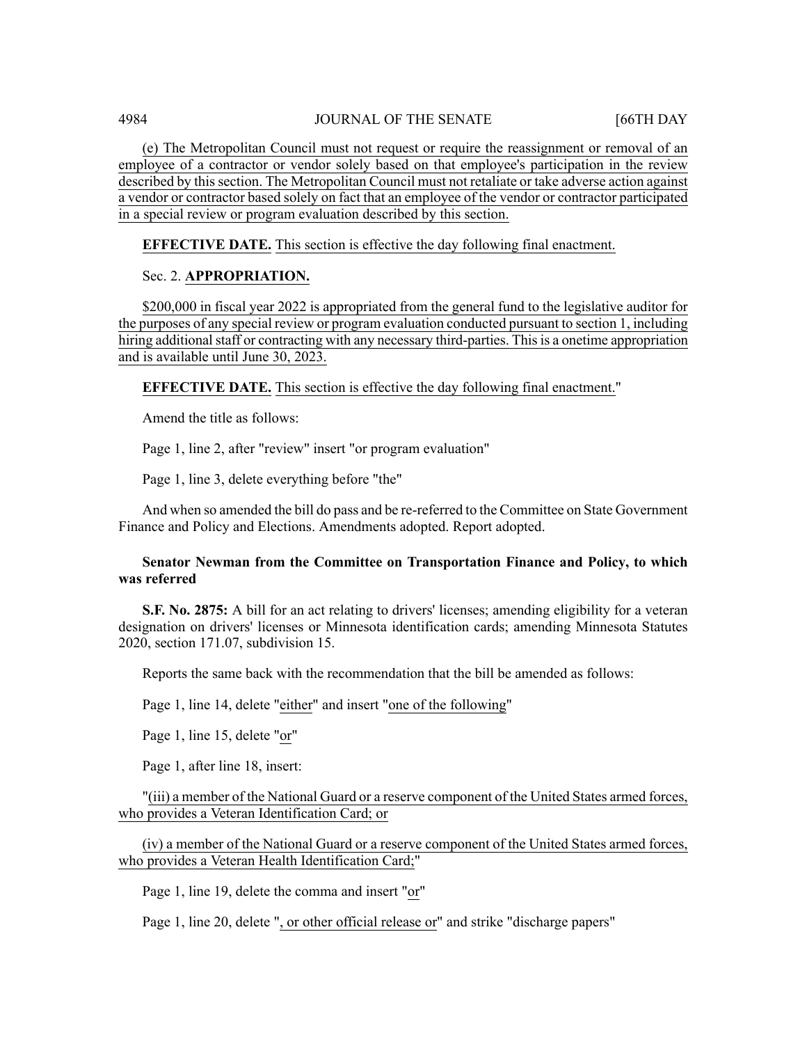(e) The Metropolitan Council must not request or require the reassignment or removal of an employee of a contractor or vendor solely based on that employee's participation in the review described by this section. The Metropolitan Council must not retaliate or take adverse action against a vendor or contractor based solely on fact that an employee of the vendor or contractor participated in a special review or program evaluation described by this section.

**EFFECTIVE DATE.** This section is effective the day following final enactment.

Sec. 2. **APPROPRIATION.**

$200,000 in fiscal year 2022 is appropriated from the general fund to the legislative auditor for the purposes of any special review or program evaluation conducted pursuant to section 1, including hiring additional staff or contracting with any necessary third-parties. This is a onetime appropriation and is available until June 30, 2023.

**EFFECTIVE DATE.** This section is effective the day following final enactment."

Amend the title as follows:

Page 1, line 2, after "review" insert "or program evaluation"

Page 1, line 3, delete everything before "the"

And when so amended the bill do pass and be re-referred to the Committee on State Government Finance and Policy and Elections. Amendments adopted. Report adopted.

**Senator Newman from the Committee on Transportation Finance and Policy, to which was referred**

**S.F. No. 2875:** A bill for an act relating to drivers' licenses; amending eligibility for a veteran designation on drivers' licenses or Minnesota identification cards; amending Minnesota Statutes 2020, section 171.07, subdivision 15.

Reports the same back with the recommendation that the bill be amended as follows:

Page 1, line 14, delete "either" and insert "one of the following"

Page 1, line 15, delete "or"

Page 1, after line 18, insert:

"(iii) a member of the National Guard or a reserve component of the United States armed forces, who provides a Veteran Identification Card; or

(iv) a member of the National Guard or a reserve component of the United States armed forces, who provides a Veteran Health Identification Card;"

Page 1, line 19, delete the comma and insert "or"

Page 1, line 20, delete ", or other official release or" and strike "discharge papers"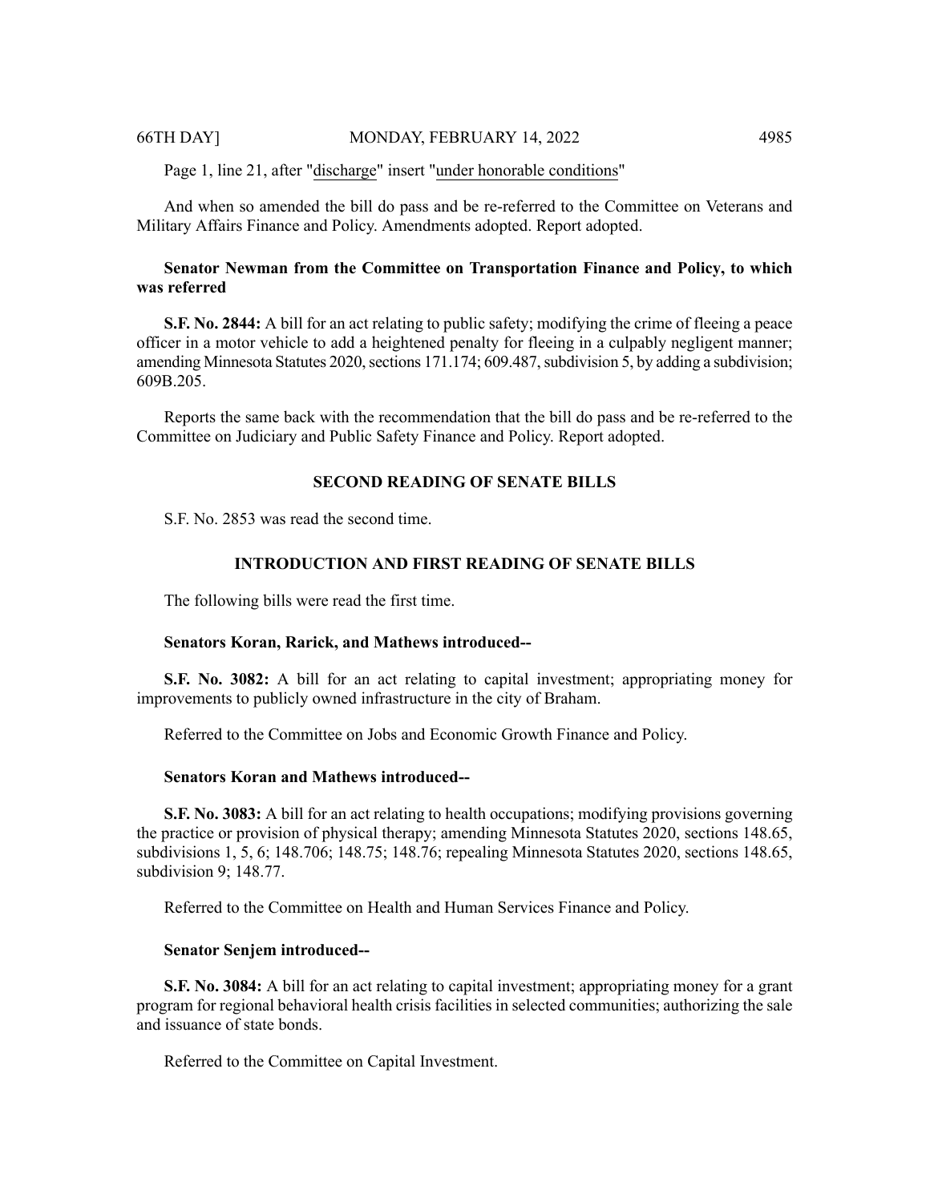Page 1, line 21, after "<u>discharge</u>" insert "<u>under honorable conditions</u>"

And when so amended the bill do pass and be re-referred to the Committee on Veterans and Military Affairs Finance and Policy. Amendments adopted. Report adopted.

**Senator Newman from the Committee on Transportation Finance and Policy, to which was referred**

**S.F. No. 2844:** A bill for an act relating to public safety; modifying the crime of fleeing a peace officer in a motor vehicle to add a heightened penalty for fleeing in a culpably negligent manner; amending Minnesota Statutes 2020, sections 171.174; 609.487, subdivision 5, by adding a subdivision; 609B.205.

Reports the same back with the recommendation that the bill do pass and be re-referred to the Committee on Judiciary and Public Safety Finance and Policy. Report adopted.

## SECOND READING OF SENATE BILLS

S.F. No. 2853 was read the second time.

## INTRODUCTION AND FIRST READING OF SENATE BILLS

The following bills were read the first time.

**Senators Koran, Rarick, and Mathews introduced--**

**S.F. No. 3082:** A bill for an act relating to capital investment; appropriating money for improvements to publicly owned infrastructure in the city of Braham.

Referred to the Committee on Jobs and Economic Growth Finance and Policy.

**Senators Koran and Mathews introduced--**

**S.F. No. 3083:** A bill for an act relating to health occupations; modifying provisions governing the practice or provision of physical therapy; amending Minnesota Statutes 2020, sections 148.65, subdivisions 1, 5, 6; 148.706; 148.75; 148.76; repealing Minnesota Statutes 2020, sections 148.65, subdivision 9; 148.77.

Referred to the Committee on Health and Human Services Finance and Policy.

**Senator Senjem introduced--**

**S.F. No. 3084:** A bill for an act relating to capital investment; appropriating money for a grant program for regional behavioral health crisis facilities in selected communities; authorizing the sale and issuance of state bonds.

Referred to the Committee on Capital Investment.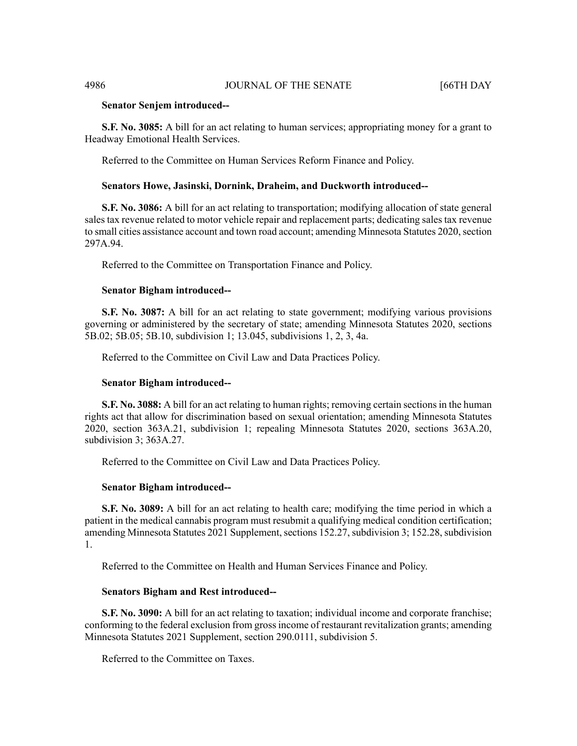**Senator Senjem introduced--**

**S.F. No. 3085:** A bill for an act relating to human services; appropriating money for a grant to Headway Emotional Health Services.

Referred to the Committee on Human Services Reform Finance and Policy.

**Senators Howe, Jasinski, Dornink, Draheim, and Duckworth introduced--**

**S.F. No. 3086:** A bill for an act relating to transportation; modifying allocation of state general sales tax revenue related to motor vehicle repair and replacement parts; dedicating sales tax revenue to small cities assistance account and town road account; amending Minnesota Statutes 2020, section 297A.94.

Referred to the Committee on Transportation Finance and Policy.

**Senator Bigham introduced--**

**S.F. No. 3087:** A bill for an act relating to state government; modifying various provisions governing or administered by the secretary of state; amending Minnesota Statutes 2020, sections 5B.02; 5B.05; 5B.10, subdivision 1; 13.045, subdivisions 1, 2, 3, 4a.

Referred to the Committee on Civil Law and Data Practices Policy.

**Senator Bigham introduced--**

**S.F. No. 3088:** A bill for an act relating to human rights; removing certain sections in the human rights act that allow for discrimination based on sexual orientation; amending Minnesota Statutes 2020, section 363A.21, subdivision 1; repealing Minnesota Statutes 2020, sections 363A.20, subdivision 3; 363A.27.

Referred to the Committee on Civil Law and Data Practices Policy.

**Senator Bigham introduced--**

**S.F. No. 3089:** A bill for an act relating to health care; modifying the time period in which a patient in the medical cannabis program must resubmit a qualifying medical condition certification; amending Minnesota Statutes 2021 Supplement, sections 152.27, subdivision 3; 152.28, subdivision 1.

Referred to the Committee on Health and Human Services Finance and Policy.

**Senators Bigham and Rest introduced--**

**S.F. No. 3090:** A bill for an act relating to taxation; individual income and corporate franchise; conforming to the federal exclusion from gross income of restaurant revitalization grants; amending Minnesota Statutes 2021 Supplement, section 290.0111, subdivision 5.

Referred to the Committee on Taxes.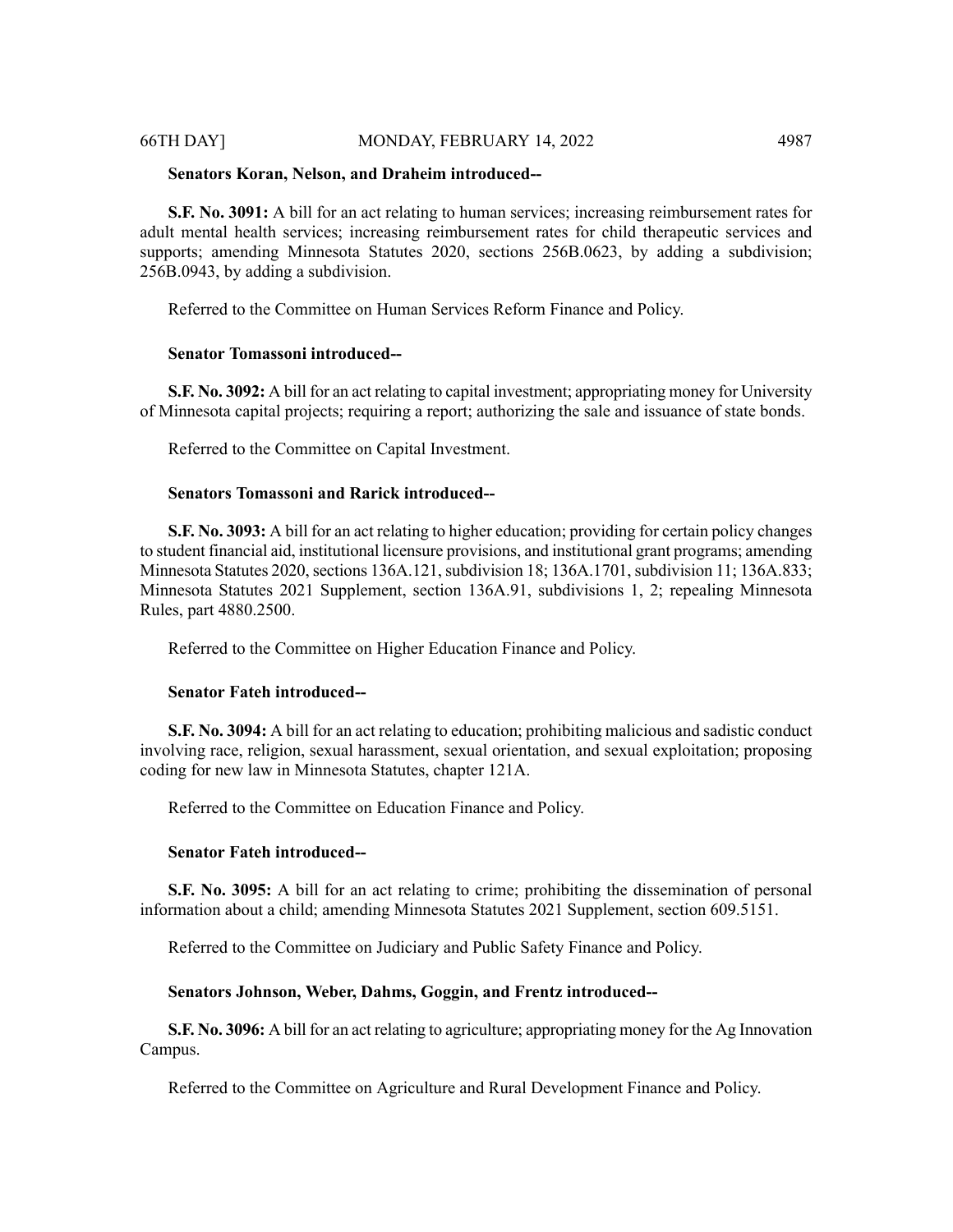**Senators Koran, Nelson, and Draheim introduced--**

**S.F. No. 3091:** A bill for an act relating to human services; increasing reimbursement rates for adult mental health services; increasing reimbursement rates for child therapeutic services and supports; amending Minnesota Statutes 2020, sections 256B.0623, by adding a subdivision; 256B.0943, by adding a subdivision.

Referred to the Committee on Human Services Reform Finance and Policy.

**Senator Tomassoni introduced--**

**S.F. No. 3092:** A bill for an act relating to capital investment; appropriating money for University of Minnesota capital projects; requiring a report; authorizing the sale and issuance of state bonds.

Referred to the Committee on Capital Investment.

**Senators Tomassoni and Rarick introduced--**

**S.F. No. 3093:** A bill for an act relating to higher education; providing for certain policy changes to student financial aid, institutional licensure provisions, and institutional grant programs; amending Minnesota Statutes 2020, sections 136A.121, subdivision 18; 136A.1701, subdivision 11; 136A.833; Minnesota Statutes 2021 Supplement, section 136A.91, subdivisions 1, 2; repealing Minnesota Rules, part 4880.2500.

Referred to the Committee on Higher Education Finance and Policy.

**Senator Fateh introduced--**

**S.F. No. 3094:** A bill for an act relating to education; prohibiting malicious and sadistic conduct involving race, religion, sexual harassment, sexual orientation, and sexual exploitation; proposing coding for new law in Minnesota Statutes, chapter 121A.

Referred to the Committee on Education Finance and Policy.

**Senator Fateh introduced--**

**S.F. No. 3095:** A bill for an act relating to crime; prohibiting the dissemination of personal information about a child; amending Minnesota Statutes 2021 Supplement, section 609.5151.

Referred to the Committee on Judiciary and Public Safety Finance and Policy.

**Senators Johnson, Weber, Dahms, Goggin, and Frentz introduced--**

**S.F. No. 3096:** A bill for an act relating to agriculture; appropriating money for the Ag Innovation Campus.

Referred to the Committee on Agriculture and Rural Development Finance and Policy.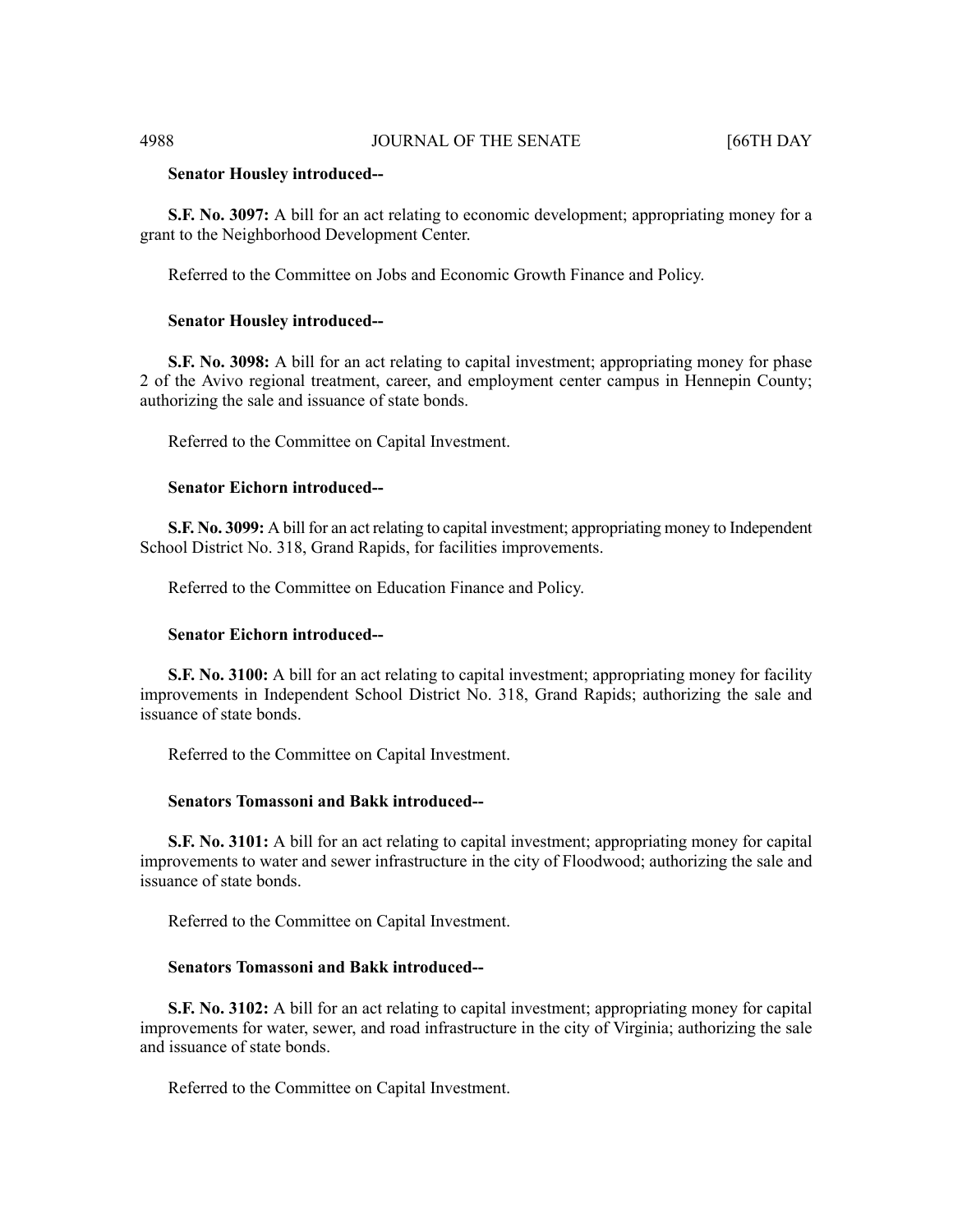**Senator Housley introduced--**

**S.F. No. 3097:** A bill for an act relating to economic development; appropriating money for a grant to the Neighborhood Development Center.

Referred to the Committee on Jobs and Economic Growth Finance and Policy.

**Senator Housley introduced--**

**S.F. No. 3098:** A bill for an act relating to capital investment; appropriating money for phase 2 of the Avivo regional treatment, career, and employment center campus in Hennepin County; authorizing the sale and issuance of state bonds.

Referred to the Committee on Capital Investment.

**Senator Eichorn introduced--**

**S.F. No. 3099:** A bill for an act relating to capital investment; appropriating money to Independent School District No. 318, Grand Rapids, for facilities improvements.

Referred to the Committee on Education Finance and Policy.

**Senator Eichorn introduced--**

**S.F. No. 3100:** A bill for an act relating to capital investment; appropriating money for facility improvements in Independent School District No. 318, Grand Rapids; authorizing the sale and issuance of state bonds.

Referred to the Committee on Capital Investment.

**Senators Tomassoni and Bakk introduced--**

**S.F. No. 3101:** A bill for an act relating to capital investment; appropriating money for capital improvements to water and sewer infrastructure in the city of Floodwood; authorizing the sale and issuance of state bonds.

Referred to the Committee on Capital Investment.

**Senators Tomassoni and Bakk introduced--**

**S.F. No. 3102:** A bill for an act relating to capital investment; appropriating money for capital improvements for water, sewer, and road infrastructure in the city of Virginia; authorizing the sale and issuance of state bonds.

Referred to the Committee on Capital Investment.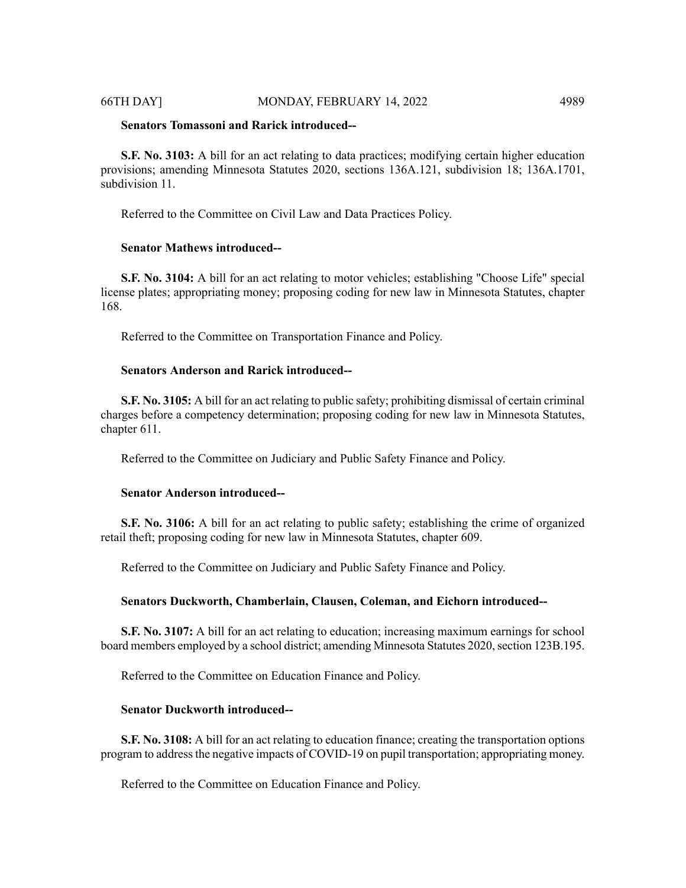**Senators Tomassoni and Rarick introduced--**

**S.F. No. 3103:** A bill for an act relating to data practices; modifying certain higher education provisions; amending Minnesota Statutes 2020, sections 136A.121, subdivision 18; 136A.1701, subdivision 11.

Referred to the Committee on Civil Law and Data Practices Policy.

**Senator Mathews introduced--**

**S.F. No. 3104:** A bill for an act relating to motor vehicles; establishing "Choose Life" special license plates; appropriating money; proposing coding for new law in Minnesota Statutes, chapter 168.

Referred to the Committee on Transportation Finance and Policy.

**Senators Anderson and Rarick introduced--**

**S.F. No. 3105:** A bill for an act relating to public safety; prohibiting dismissal of certain criminal charges before a competency determination; proposing coding for new law in Minnesota Statutes, chapter 611.

Referred to the Committee on Judiciary and Public Safety Finance and Policy.

**Senator Anderson introduced--**

**S.F. No. 3106:** A bill for an act relating to public safety; establishing the crime of organized retail theft; proposing coding for new law in Minnesota Statutes, chapter 609.

Referred to the Committee on Judiciary and Public Safety Finance and Policy.

**Senators Duckworth, Chamberlain, Clausen, Coleman, and Eichorn introduced--**

**S.F. No. 3107:** A bill for an act relating to education; increasing maximum earnings for school board members employed by a school district; amending Minnesota Statutes 2020, section 123B.195.

Referred to the Committee on Education Finance and Policy.

**Senator Duckworth introduced--**

**S.F. No. 3108:** A bill for an act relating to education finance; creating the transportation options program to address the negative impacts of COVID-19 on pupil transportation; appropriating money.

Referred to the Committee on Education Finance and Policy.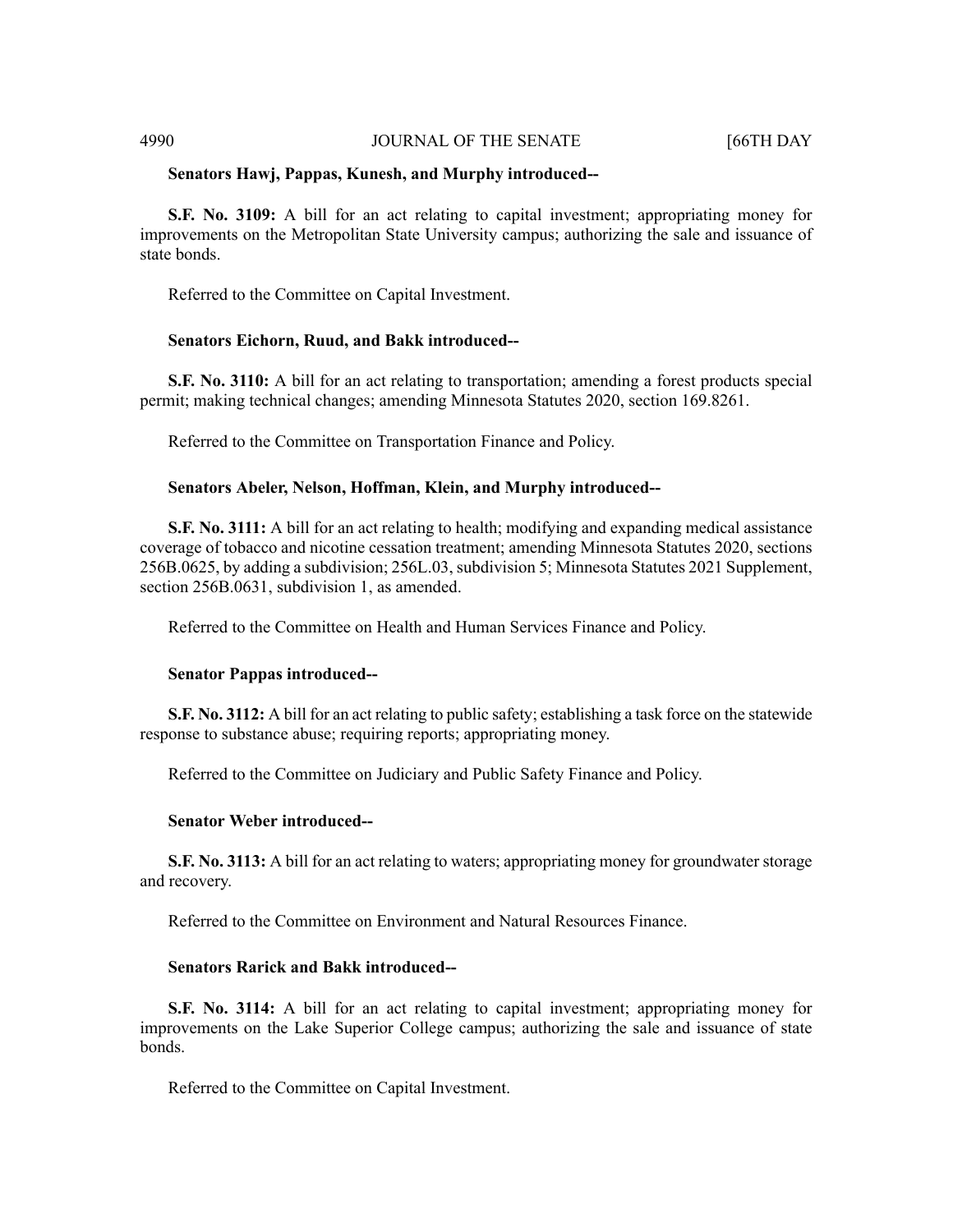**Senators Hawj, Pappas, Kunesh, and Murphy introduced--**

**S.F. No. 3109:** A bill for an act relating to capital investment; appropriating money for improvements on the Metropolitan State University campus; authorizing the sale and issuance of state bonds.

Referred to the Committee on Capital Investment.

**Senators Eichorn, Ruud, and Bakk introduced--**

**S.F. No. 3110:** A bill for an act relating to transportation; amending a forest products special permit; making technical changes; amending Minnesota Statutes 2020, section 169.8261.

Referred to the Committee on Transportation Finance and Policy.

**Senators Abeler, Nelson, Hoffman, Klein, and Murphy introduced--**

**S.F. No. 3111:** A bill for an act relating to health; modifying and expanding medical assistance coverage of tobacco and nicotine cessation treatment; amending Minnesota Statutes 2020, sections 256B.0625, by adding a subdivision; 256L.03, subdivision 5; Minnesota Statutes 2021 Supplement, section 256B.0631, subdivision 1, as amended.

Referred to the Committee on Health and Human Services Finance and Policy.

**Senator Pappas introduced--**

**S.F. No. 3112:** A bill for an act relating to public safety; establishing a task force on the statewide response to substance abuse; requiring reports; appropriating money.

Referred to the Committee on Judiciary and Public Safety Finance and Policy.

**Senator Weber introduced--**

**S.F. No. 3113:** A bill for an act relating to waters; appropriating money for groundwater storage and recovery.

Referred to the Committee on Environment and Natural Resources Finance.

**Senators Rarick and Bakk introduced--**

**S.F. No. 3114:** A bill for an act relating to capital investment; appropriating money for improvements on the Lake Superior College campus; authorizing the sale and issuance of state bonds.

Referred to the Committee on Capital Investment.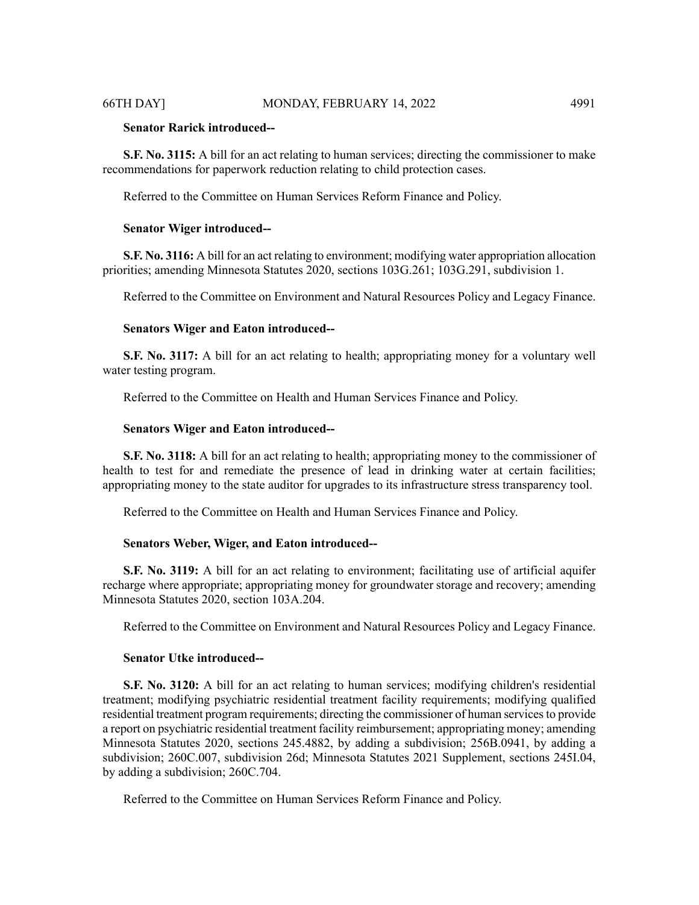**Senator Rarick introduced--**

**S.F. No. 3115:** A bill for an act relating to human services; directing the commissioner to make recommendations for paperwork reduction relating to child protection cases.

Referred to the Committee on Human Services Reform Finance and Policy.

**Senator Wiger introduced--**

**S.F. No. 3116:** A bill for an act relating to environment; modifying water appropriation allocation priorities; amending Minnesota Statutes 2020, sections 103G.261; 103G.291, subdivision 1.

Referred to the Committee on Environment and Natural Resources Policy and Legacy Finance.

**Senators Wiger and Eaton introduced--**

**S.F. No. 3117:** A bill for an act relating to health; appropriating money for a voluntary well water testing program.

Referred to the Committee on Health and Human Services Finance and Policy.

**Senators Wiger and Eaton introduced--**

**S.F. No. 3118:** A bill for an act relating to health; appropriating money to the commissioner of health to test for and remediate the presence of lead in drinking water at certain facilities; appropriating money to the state auditor for upgrades to its infrastructure stress transparency tool.

Referred to the Committee on Health and Human Services Finance and Policy.

**Senators Weber, Wiger, and Eaton introduced--**

**S.F. No. 3119:** A bill for an act relating to environment; facilitating use of artificial aquifer recharge where appropriate; appropriating money for groundwater storage and recovery; amending Minnesota Statutes 2020, section 103A.204.

Referred to the Committee on Environment and Natural Resources Policy and Legacy Finance.

**Senator Utke introduced--**

**S.F. No. 3120:** A bill for an act relating to human services; modifying children's residential treatment; modifying psychiatric residential treatment facility requirements; modifying qualified residential treatment program requirements; directing the commissioner of human services to provide a report on psychiatric residential treatment facility reimbursement; appropriating money; amending Minnesota Statutes 2020, sections 245.4882, by adding a subdivision; 256B.0941, by adding a subdivision; 260C.007, subdivision 26d; Minnesota Statutes 2021 Supplement, sections 245I.04, by adding a subdivision; 260C.704.

Referred to the Committee on Human Services Reform Finance and Policy.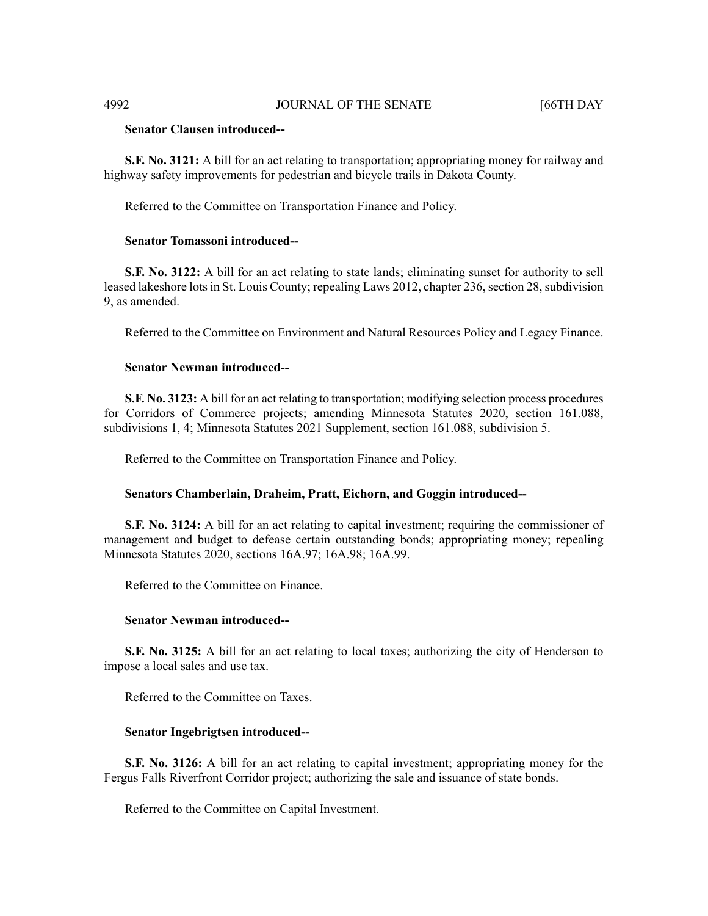**Senator Clausen introduced--**

**S.F. No. 3121:** A bill for an act relating to transportation; appropriating money for railway and highway safety improvements for pedestrian and bicycle trails in Dakota County.

Referred to the Committee on Transportation Finance and Policy.

**Senator Tomassoni introduced--**

**S.F. No. 3122:** A bill for an act relating to state lands; eliminating sunset for authority to sell leased lakeshore lots in St. Louis County; repealing Laws 2012, chapter 236, section 28, subdivision 9, as amended.

Referred to the Committee on Environment and Natural Resources Policy and Legacy Finance.

**Senator Newman introduced--**

**S.F. No. 3123:** A bill for an act relating to transportation; modifying selection process procedures for Corridors of Commerce projects; amending Minnesota Statutes 2020, section 161.088, subdivisions 1, 4; Minnesota Statutes 2021 Supplement, section 161.088, subdivision 5.

Referred to the Committee on Transportation Finance and Policy.

**Senators Chamberlain, Draheim, Pratt, Eichorn, and Goggin introduced--**

**S.F. No. 3124:** A bill for an act relating to capital investment; requiring the commissioner of management and budget to defease certain outstanding bonds; appropriating money; repealing Minnesota Statutes 2020, sections 16A.97; 16A.98; 16A.99.

Referred to the Committee on Finance.

**Senator Newman introduced--**

**S.F. No. 3125:** A bill for an act relating to local taxes; authorizing the city of Henderson to impose a local sales and use tax.

Referred to the Committee on Taxes.

**Senator Ingebrigtsen introduced--**

**S.F. No. 3126:** A bill for an act relating to capital investment; appropriating money for the Fergus Falls Riverfront Corridor project; authorizing the sale and issuance of state bonds.

Referred to the Committee on Capital Investment.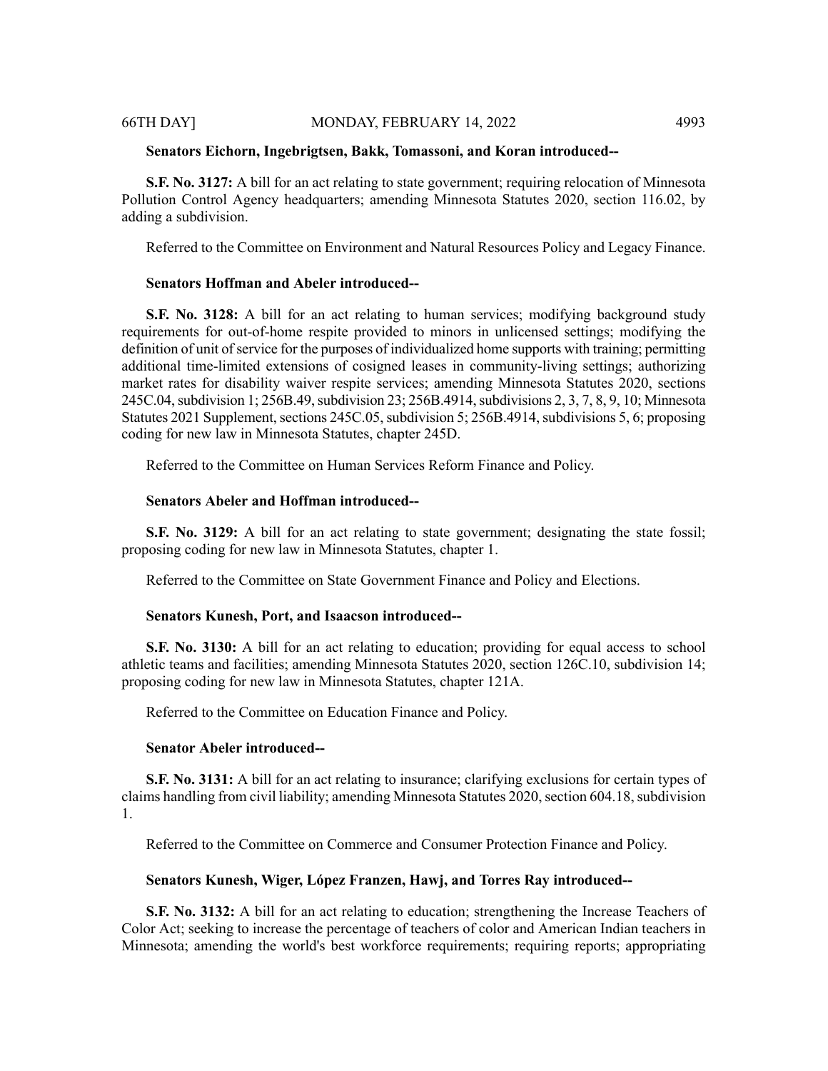**Senators Eichorn, Ingebrigtsen, Bakk, Tomassoni, and Koran introduced--**

**S.F. No. 3127:** A bill for an act relating to state government; requiring relocation of Minnesota Pollution Control Agency headquarters; amending Minnesota Statutes 2020, section 116.02, by adding a subdivision.

Referred to the Committee on Environment and Natural Resources Policy and Legacy Finance.

**Senators Hoffman and Abeler introduced--**

**S.F. No. 3128:** A bill for an act relating to human services; modifying background study requirements for out-of-home respite provided to minors in unlicensed settings; modifying the definition of unit of service for the purposes of individualized home supports with training; permitting additional time-limited extensions of cosigned leases in community-living settings; authorizing market rates for disability waiver respite services; amending Minnesota Statutes 2020, sections 245C.04, subdivision 1; 256B.49, subdivision 23; 256B.4914, subdivisions 2, 3, 7, 8, 9, 10; Minnesota Statutes 2021 Supplement, sections 245C.05, subdivision 5; 256B.4914, subdivisions 5, 6; proposing coding for new law in Minnesota Statutes, chapter 245D.

Referred to the Committee on Human Services Reform Finance and Policy.

**Senators Abeler and Hoffman introduced--**

**S.F. No. 3129:** A bill for an act relating to state government; designating the state fossil; proposing coding for new law in Minnesota Statutes, chapter 1.

Referred to the Committee on State Government Finance and Policy and Elections.

**Senators Kunesh, Port, and Isaacson introduced--**

**S.F. No. 3130:** A bill for an act relating to education; providing for equal access to school athletic teams and facilities; amending Minnesota Statutes 2020, section 126C.10, subdivision 14; proposing coding for new law in Minnesota Statutes, chapter 121A.

Referred to the Committee on Education Finance and Policy.

**Senator Abeler introduced--**

**S.F. No. 3131:** A bill for an act relating to insurance; clarifying exclusions for certain types of claims handling from civil liability; amending Minnesota Statutes 2020, section 604.18, subdivision 1.

Referred to the Committee on Commerce and Consumer Protection Finance and Policy.

**Senators Kunesh, Wiger, López Franzen, Hawj, and Torres Ray introduced--**

**S.F. No. 3132:** A bill for an act relating to education; strengthening the Increase Teachers of Color Act; seeking to increase the percentage of teachers of color and American Indian teachers in Minnesota; amending the world's best workforce requirements; requiring reports; appropriating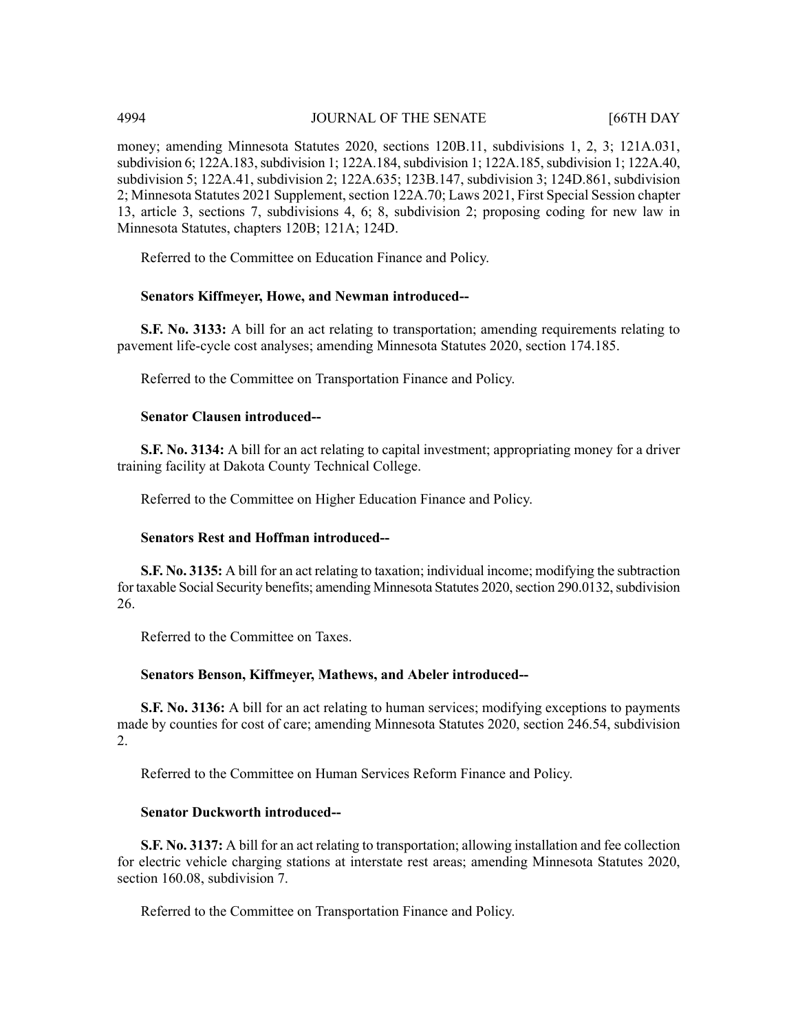money; amending Minnesota Statutes 2020, sections 120B.11, subdivisions 1, 2, 3; 121A.031, subdivision 6; 122A.183, subdivision 1; 122A.184, subdivision 1; 122A.185, subdivision 1; 122A.40, subdivision 5; 122A.41, subdivision 2; 122A.635; 123B.147, subdivision 3; 124D.861, subdivision 2; Minnesota Statutes 2021 Supplement, section 122A.70; Laws 2021, First Special Session chapter 13, article 3, sections 7, subdivisions 4, 6; 8, subdivision 2; proposing coding for new law in Minnesota Statutes, chapters 120B; 121A; 124D.

Referred to the Committee on Education Finance and Policy.

**Senators Kiffmeyer, Howe, and Newman introduced--**

**S.F. No. 3133:** A bill for an act relating to transportation; amending requirements relating to pavement life-cycle cost analyses; amending Minnesota Statutes 2020, section 174.185.

Referred to the Committee on Transportation Finance and Policy.

**Senator Clausen introduced--**

**S.F. No. 3134:** A bill for an act relating to capital investment; appropriating money for a driver training facility at Dakota County Technical College.

Referred to the Committee on Higher Education Finance and Policy.

**Senators Rest and Hoffman introduced--**

**S.F. No. 3135:** A bill for an act relating to taxation; individual income; modifying the subtraction for taxable Social Security benefits; amending Minnesota Statutes 2020, section 290.0132, subdivision 26.

Referred to the Committee on Taxes.

**Senators Benson, Kiffmeyer, Mathews, and Abeler introduced--**

**S.F. No. 3136:** A bill for an act relating to human services; modifying exceptions to payments made by counties for cost of care; amending Minnesota Statutes 2020, section 246.54, subdivision 2.

Referred to the Committee on Human Services Reform Finance and Policy.

**Senator Duckworth introduced--**

**S.F. No. 3137:** A bill for an act relating to transportation; allowing installation and fee collection for electric vehicle charging stations at interstate rest areas; amending Minnesota Statutes 2020, section 160.08, subdivision 7.

Referred to the Committee on Transportation Finance and Policy.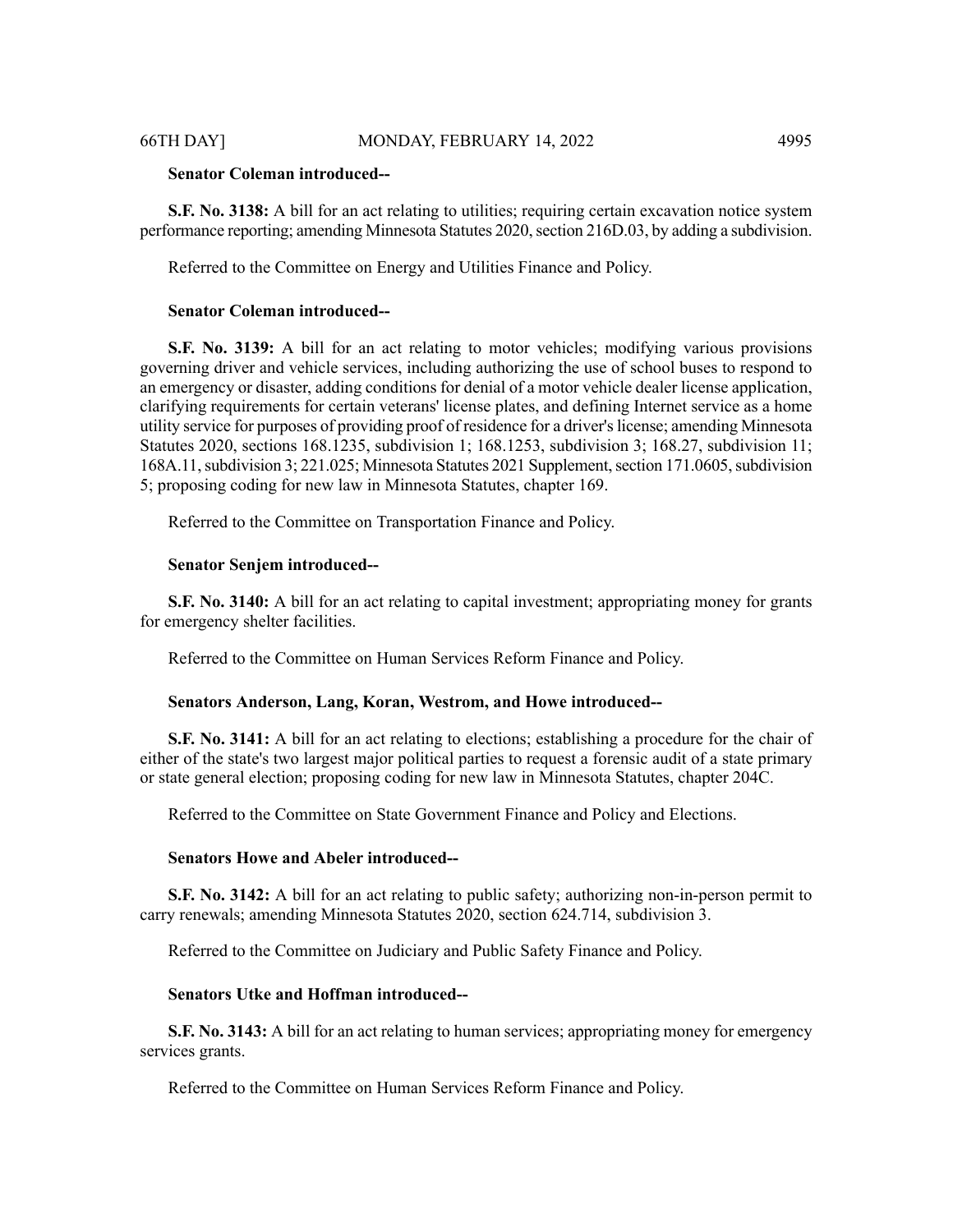**Senator Coleman introduced--**

**S.F. No. 3138:** A bill for an act relating to utilities; requiring certain excavation notice system performance reporting; amending Minnesota Statutes 2020, section 216D.03, by adding a subdivision.

Referred to the Committee on Energy and Utilities Finance and Policy.

**Senator Coleman introduced--**

**S.F. No. 3139:** A bill for an act relating to motor vehicles; modifying various provisions governing driver and vehicle services, including authorizing the use of school buses to respond to an emergency or disaster, adding conditions for denial of a motor vehicle dealer license application, clarifying requirements for certain veterans' license plates, and defining Internet service as a home utility service for purposes of providing proof of residence for a driver's license; amending Minnesota Statutes 2020, sections 168.1235, subdivision 1; 168.1253, subdivision 3; 168.27, subdivision 11; 168A.11, subdivision 3; 221.025; Minnesota Statutes 2021 Supplement, section 171.0605, subdivision 5; proposing coding for new law in Minnesota Statutes, chapter 169.

Referred to the Committee on Transportation Finance and Policy.

**Senator Senjem introduced--**

**S.F. No. 3140:** A bill for an act relating to capital investment; appropriating money for grants for emergency shelter facilities.

Referred to the Committee on Human Services Reform Finance and Policy.

**Senators Anderson, Lang, Koran, Westrom, and Howe introduced--**

**S.F. No. 3141:** A bill for an act relating to elections; establishing a procedure for the chair of either of the state's two largest major political parties to request a forensic audit of a state primary or state general election; proposing coding for new law in Minnesota Statutes, chapter 204C.

Referred to the Committee on State Government Finance and Policy and Elections.

**Senators Howe and Abeler introduced--**

**S.F. No. 3142:** A bill for an act relating to public safety; authorizing non-in-person permit to carry renewals; amending Minnesota Statutes 2020, section 624.714, subdivision 3.

Referred to the Committee on Judiciary and Public Safety Finance and Policy.

**Senators Utke and Hoffman introduced--**

**S.F. No. 3143:** A bill for an act relating to human services; appropriating money for emergency services grants.

Referred to the Committee on Human Services Reform Finance and Policy.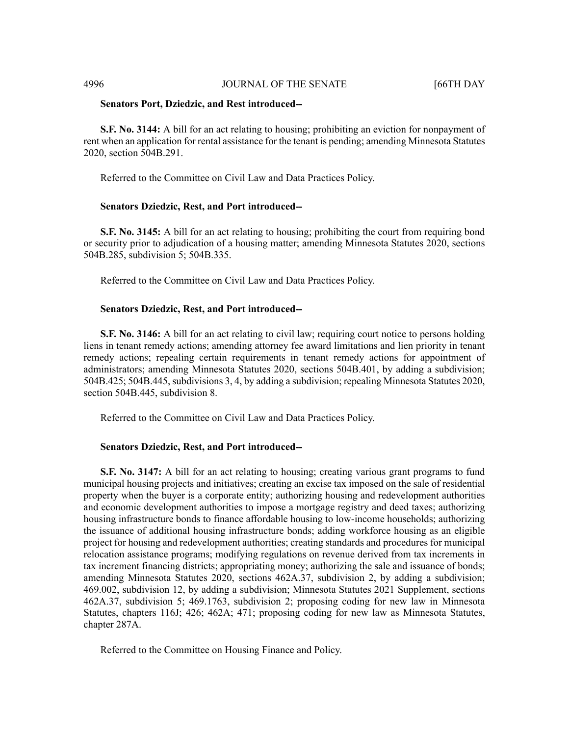**Senators Port, Dziedzic, and Rest introduced--**

**S.F. No. 3144:** A bill for an act relating to housing; prohibiting an eviction for nonpayment of rent when an application for rental assistance for the tenant is pending; amending Minnesota Statutes 2020, section 504B.291.

Referred to the Committee on Civil Law and Data Practices Policy.

**Senators Dziedzic, Rest, and Port introduced--**

**S.F. No. 3145:** A bill for an act relating to housing; prohibiting the court from requiring bond or security prior to adjudication of a housing matter; amending Minnesota Statutes 2020, sections 504B.285, subdivision 5; 504B.335.

Referred to the Committee on Civil Law and Data Practices Policy.

**Senators Dziedzic, Rest, and Port introduced--**

**S.F. No. 3146:** A bill for an act relating to civil law; requiring court notice to persons holding liens in tenant remedy actions; amending attorney fee award limitations and lien priority in tenant remedy actions; repealing certain requirements in tenant remedy actions for appointment of administrators; amending Minnesota Statutes 2020, sections 504B.401, by adding a subdivision; 504B.425; 504B.445, subdivisions 3, 4, by adding a subdivision; repealing Minnesota Statutes 2020, section 504B.445, subdivision 8.

Referred to the Committee on Civil Law and Data Practices Policy.

**Senators Dziedzic, Rest, and Port introduced--**

**S.F. No. 3147:** A bill for an act relating to housing; creating various grant programs to fund municipal housing projects and initiatives; creating an excise tax imposed on the sale of residential property when the buyer is a corporate entity; authorizing housing and redevelopment authorities and economic development authorities to impose a mortgage registry and deed taxes; authorizing housing infrastructure bonds to finance affordable housing to low-income households; authorizing the issuance of additional housing infrastructure bonds; adding workforce housing as an eligible project for housing and redevelopment authorities; creating standards and procedures for municipal relocation assistance programs; modifying regulations on revenue derived from tax increments in tax increment financing districts; appropriating money; authorizing the sale and issuance of bonds; amending Minnesota Statutes 2020, sections 462A.37, subdivision 2, by adding a subdivision; 469.002, subdivision 12, by adding a subdivision; Minnesota Statutes 2021 Supplement, sections 462A.37, subdivision 5; 469.1763, subdivision 2; proposing coding for new law in Minnesota Statutes, chapters 116J; 426; 462A; 471; proposing coding for new law as Minnesota Statutes, chapter 287A.

Referred to the Committee on Housing Finance and Policy.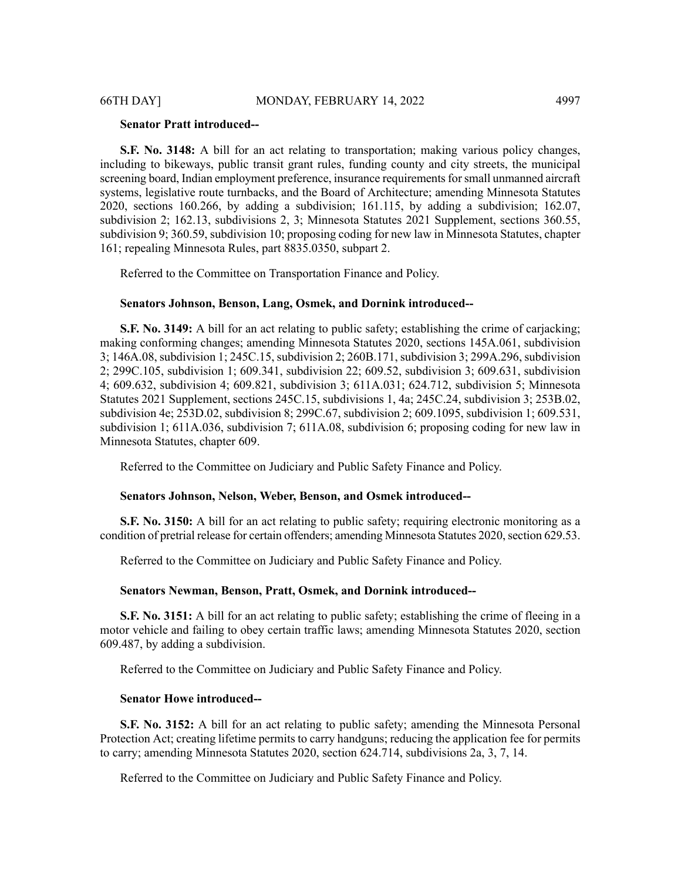**Senator Pratt introduced--**

**S.F. No. 3148:** A bill for an act relating to transportation; making various policy changes, including to bikeways, public transit grant rules, funding county and city streets, the municipal screening board, Indian employment preference, insurance requirements for small unmanned aircraft systems, legislative route turnbacks, and the Board of Architecture; amending Minnesota Statutes 2020, sections 160.266, by adding a subdivision; 161.115, by adding a subdivision; 162.07, subdivision 2; 162.13, subdivisions 2, 3; Minnesota Statutes 2021 Supplement, sections 360.55, subdivision 9; 360.59, subdivision 10; proposing coding for new law in Minnesota Statutes, chapter 161; repealing Minnesota Rules, part 8835.0350, subpart 2.

Referred to the Committee on Transportation Finance and Policy.

**Senators Johnson, Benson, Lang, Osmek, and Dornink introduced--**

**S.F. No. 3149:** A bill for an act relating to public safety; establishing the crime of carjacking; making conforming changes; amending Minnesota Statutes 2020, sections 145A.061, subdivision 3; 146A.08, subdivision 1; 245C.15, subdivision 2; 260B.171, subdivision 3; 299A.296, subdivision 2; 299C.105, subdivision 1; 609.341, subdivision 22; 609.52, subdivision 3; 609.631, subdivision 4; 609.632, subdivision 4; 609.821, subdivision 3; 611A.031; 624.712, subdivision 5; Minnesota Statutes 2021 Supplement, sections 245C.15, subdivisions 1, 4a; 245C.24, subdivision 3; 253B.02, subdivision 4e; 253D.02, subdivision 8; 299C.67, subdivision 2; 609.1095, subdivision 1; 609.531, subdivision 1; 611A.036, subdivision 7; 611A.08, subdivision 6; proposing coding for new law in Minnesota Statutes, chapter 609.

Referred to the Committee on Judiciary and Public Safety Finance and Policy.

**Senators Johnson, Nelson, Weber, Benson, and Osmek introduced--**

**S.F. No. 3150:** A bill for an act relating to public safety; requiring electronic monitoring as a condition of pretrial release for certain offenders; amending Minnesota Statutes 2020, section 629.53.

Referred to the Committee on Judiciary and Public Safety Finance and Policy.

**Senators Newman, Benson, Pratt, Osmek, and Dornink introduced--**

**S.F. No. 3151:** A bill for an act relating to public safety; establishing the crime of fleeing in a motor vehicle and failing to obey certain traffic laws; amending Minnesota Statutes 2020, section 609.487, by adding a subdivision.

Referred to the Committee on Judiciary and Public Safety Finance and Policy.

**Senator Howe introduced--**

**S.F. No. 3152:** A bill for an act relating to public safety; amending the Minnesota Personal Protection Act; creating lifetime permits to carry handguns; reducing the application fee for permits to carry; amending Minnesota Statutes 2020, section 624.714, subdivisions 2a, 3, 7, 14.

Referred to the Committee on Judiciary and Public Safety Finance and Policy.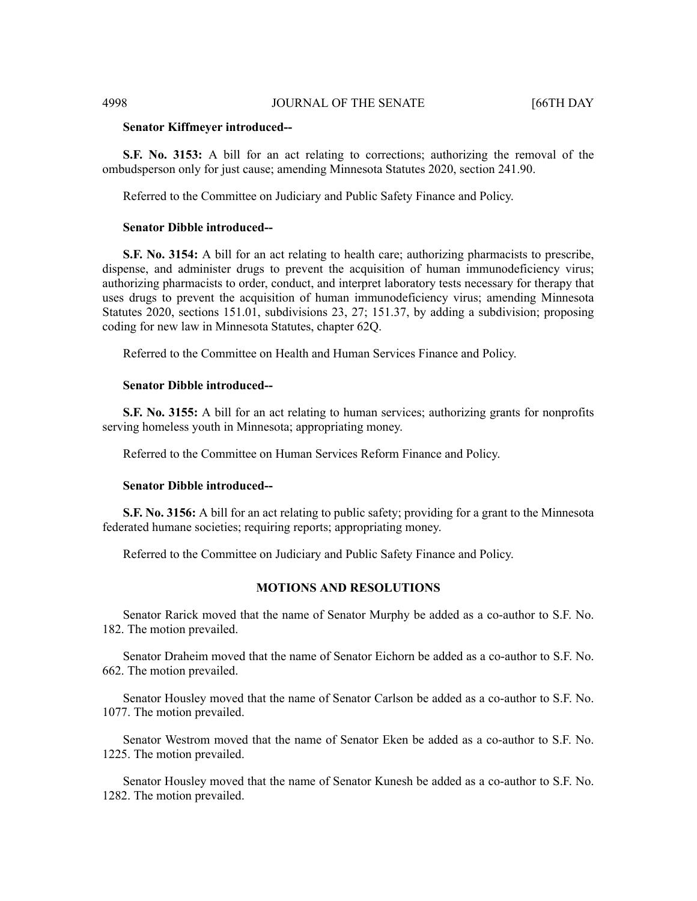**Senator Kiffmeyer introduced--**

**S.F. No. 3153:** A bill for an act relating to corrections; authorizing the removal of the ombudsperson only for just cause; amending Minnesota Statutes 2020, section 241.90.

Referred to the Committee on Judiciary and Public Safety Finance and Policy.

**Senator Dibble introduced--**

**S.F. No. 3154:** A bill for an act relating to health care; authorizing pharmacists to prescribe, dispense, and administer drugs to prevent the acquisition of human immunodeficiency virus; authorizing pharmacists to order, conduct, and interpret laboratory tests necessary for therapy that uses drugs to prevent the acquisition of human immunodeficiency virus; amending Minnesota Statutes 2020, sections 151.01, subdivisions 23, 27; 151.37, by adding a subdivision; proposing coding for new law in Minnesota Statutes, chapter 62Q.

Referred to the Committee on Health and Human Services Finance and Policy.

**Senator Dibble introduced--**

**S.F. No. 3155:** A bill for an act relating to human services; authorizing grants for nonprofits serving homeless youth in Minnesota; appropriating money.

Referred to the Committee on Human Services Reform Finance and Policy.

**Senator Dibble introduced--**

**S.F. No. 3156:** A bill for an act relating to public safety; providing for a grant to the Minnesota federated humane societies; requiring reports; appropriating money.

Referred to the Committee on Judiciary and Public Safety Finance and Policy.

## MOTIONS AND RESOLUTIONS

Senator Rarick moved that the name of Senator Murphy be added as a co-author to S.F. No. 182. The motion prevailed.

Senator Draheim moved that the name of Senator Eichorn be added as a co-author to S.F. No. 662. The motion prevailed.

Senator Housley moved that the name of Senator Carlson be added as a co-author to S.F. No. 1077. The motion prevailed.

Senator Westrom moved that the name of Senator Eken be added as a co-author to S.F. No. 1225. The motion prevailed.

Senator Housley moved that the name of Senator Kunesh be added as a co-author to S.F. No. 1282. The motion prevailed.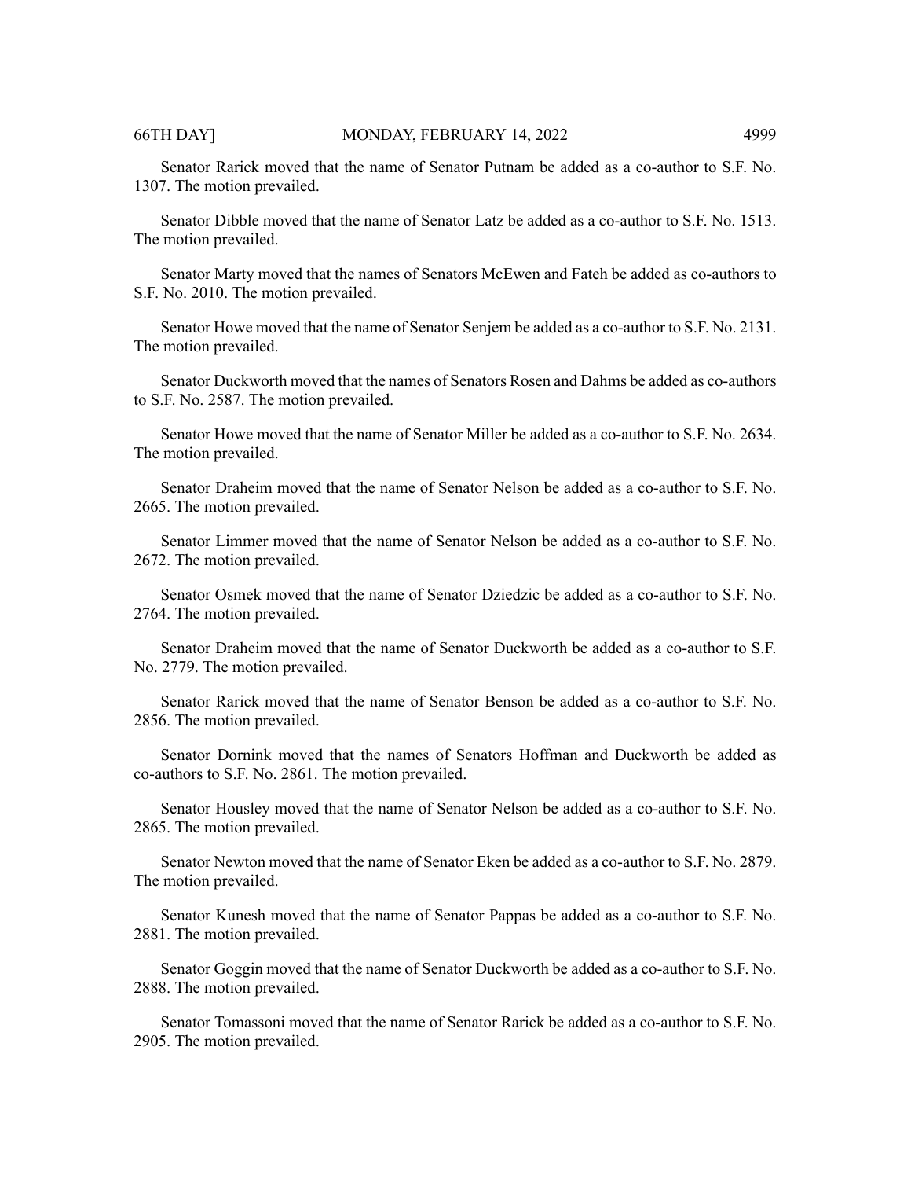Senator Rarick moved that the name of Senator Putnam be added as a co-author to S.F. No. 1307. The motion prevailed.

Senator Dibble moved that the name of Senator Latz be added as a co-author to S.F. No. 1513. The motion prevailed.

Senator Marty moved that the names of Senators McEwen and Fateh be added as co-authors to S.F. No. 2010. The motion prevailed.

Senator Howe moved that the name of Senator Senjem be added as a co-author to S.F. No. 2131. The motion prevailed.

Senator Duckworth moved that the names of Senators Rosen and Dahms be added as co-authors to S.F. No. 2587. The motion prevailed.

Senator Howe moved that the name of Senator Miller be added as a co-author to S.F. No. 2634. The motion prevailed.

Senator Draheim moved that the name of Senator Nelson be added as a co-author to S.F. No. 2665. The motion prevailed.

Senator Limmer moved that the name of Senator Nelson be added as a co-author to S.F. No. 2672. The motion prevailed.

Senator Osmek moved that the name of Senator Dziedzic be added as a co-author to S.F. No. 2764. The motion prevailed.

Senator Draheim moved that the name of Senator Duckworth be added as a co-author to S.F. No. 2779. The motion prevailed.

Senator Rarick moved that the name of Senator Benson be added as a co-author to S.F. No. 2856. The motion prevailed.

Senator Dornink moved that the names of Senators Hoffman and Duckworth be added as co-authors to S.F. No. 2861. The motion prevailed.

Senator Housley moved that the name of Senator Nelson be added as a co-author to S.F. No. 2865. The motion prevailed.

Senator Newton moved that the name of Senator Eken be added as a co-author to S.F. No. 2879. The motion prevailed.

Senator Kunesh moved that the name of Senator Pappas be added as a co-author to S.F. No. 2881. The motion prevailed.

Senator Goggin moved that the name of Senator Duckworth be added as a co-author to S.F. No. 2888. The motion prevailed.

Senator Tomassoni moved that the name of Senator Rarick be added as a co-author to S.F. No. 2905. The motion prevailed.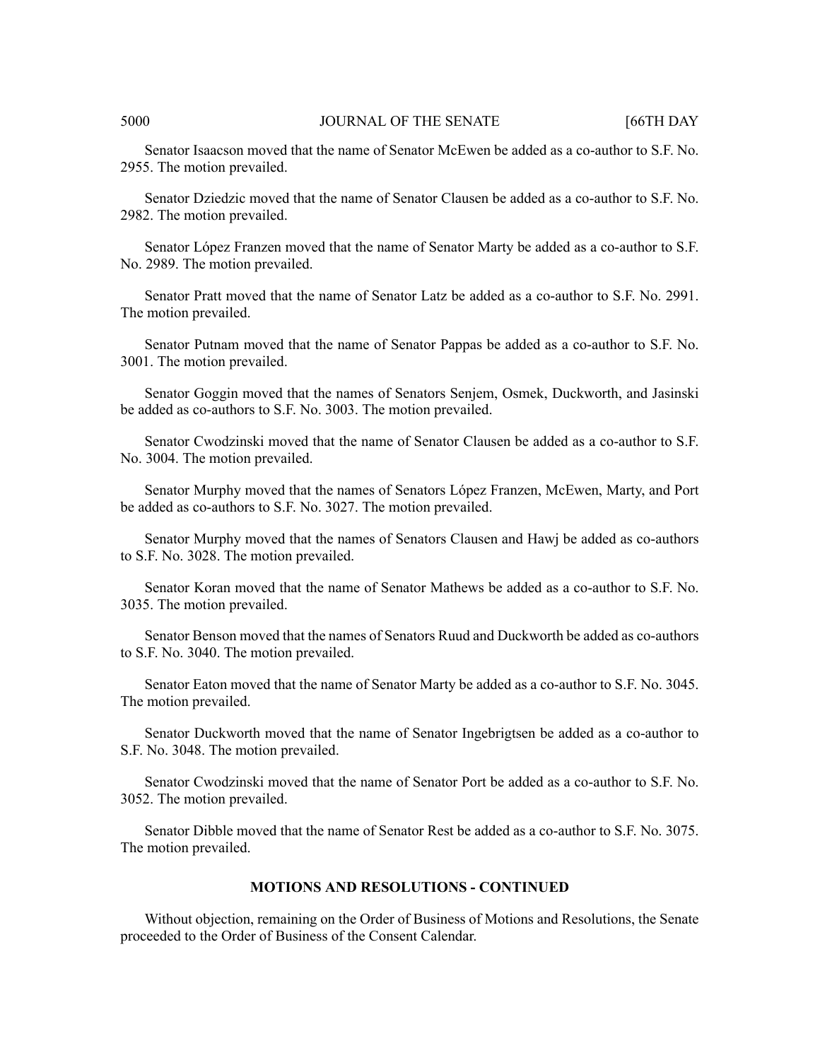Senator Isaacson moved that the name of Senator McEwen be added as a co-author to S.F. No. 2955. The motion prevailed.

Senator Dziedzic moved that the name of Senator Clausen be added as a co-author to S.F. No. 2982. The motion prevailed.

Senator López Franzen moved that the name of Senator Marty be added as a co-author to S.F. No. 2989. The motion prevailed.

Senator Pratt moved that the name of Senator Latz be added as a co-author to S.F. No. 2991. The motion prevailed.

Senator Putnam moved that the name of Senator Pappas be added as a co-author to S.F. No. 3001. The motion prevailed.

Senator Goggin moved that the names of Senators Senjem, Osmek, Duckworth, and Jasinski be added as co-authors to S.F. No. 3003. The motion prevailed.

Senator Cwodzinski moved that the name of Senator Clausen be added as a co-author to S.F. No. 3004. The motion prevailed.

Senator Murphy moved that the names of Senators López Franzen, McEwen, Marty, and Port be added as co-authors to S.F. No. 3027. The motion prevailed.

Senator Murphy moved that the names of Senators Clausen and Hawj be added as co-authors to S.F. No. 3028. The motion prevailed.

Senator Koran moved that the name of Senator Mathews be added as a co-author to S.F. No. 3035. The motion prevailed.

Senator Benson moved that the names of Senators Ruud and Duckworth be added as co-authors to S.F. No. 3040. The motion prevailed.

Senator Eaton moved that the name of Senator Marty be added as a co-author to S.F. No. 3045. The motion prevailed.

Senator Duckworth moved that the name of Senator Ingebrigtsen be added as a co-author to S.F. No. 3048. The motion prevailed.

Senator Cwodzinski moved that the name of Senator Port be added as a co-author to S.F. No. 3052. The motion prevailed.

Senator Dibble moved that the name of Senator Rest be added as a co-author to S.F. No. 3075. The motion prevailed.

## MOTIONS AND RESOLUTIONS - CONTINUED

Without objection, remaining on the Order of Business of Motions and Resolutions, the Senate proceeded to the Order of Business of the Consent Calendar.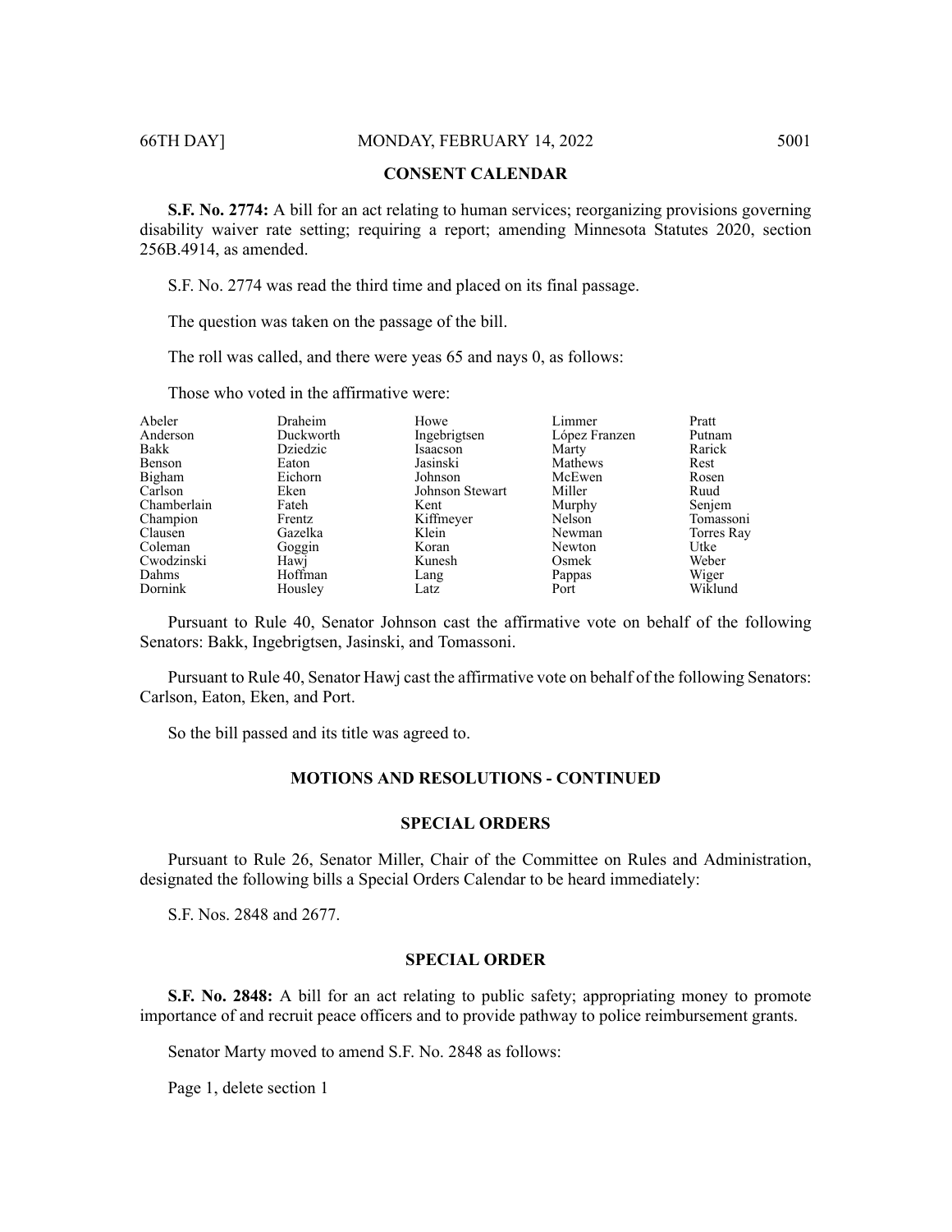## CONSENT CALENDAR

**S.F. No. 2774:** A bill for an act relating to human services; reorganizing provisions governing disability waiver rate setting; requiring a report; amending Minnesota Statutes 2020, section 256B.4914, as amended.

S.F. No. 2774 was read the third time and placed on its final passage.

The question was taken on the passage of the bill.

The roll was called, and there were yeas 65 and nays 0, as follows:

Those who voted in the affirmative were:

| | | | | |
|---|---|---|---|---|
| Abeler | Draheim | Howe | Limmer | Pratt |
| Anderson | Duckworth | Ingebrigtsen | López Franzen | Putnam |
| Bakk | Dziedzic | Isaacson | Marty | Rarick |
| Benson | Eaton | Jasinski | Mathews | Rest |
| Bigham | Eichorn | Johnson | McEwen | Rosen |
| Carlson | Eken | Johnson Stewart | Miller | Ruud |
| Chamberlain | Fateh | Kent | Murphy | Senjem |
| Champion | Frentz | Kiffmeyer | Nelson | Tomassoni |
| Clausen | Gazelka | Klein | Newman | Torres Ray |
| Coleman | Goggin | Koran | Newton | Utke |
| Cwodzinski | Hawj | Kunesh | Osmek | Weber |
| Dahms | Hoffman | Lang | Pappas | Wiger |
| Dornink | Housley | Latz | Port | Wiklund |

Pursuant to Rule 40, Senator Johnson cast the affirmative vote on behalf of the following Senators: Bakk, Ingebrigtsen, Jasinski, and Tomassoni.

Pursuant to Rule 40, Senator Hawj cast the affirmative vote on behalf of the following Senators: Carlson, Eaton, Eken, and Port.

So the bill passed and its title was agreed to.

## MOTIONS AND RESOLUTIONS - CONTINUED

## SPECIAL ORDERS

Pursuant to Rule 26, Senator Miller, Chair of the Committee on Rules and Administration, designated the following bills a Special Orders Calendar to be heard immediately:

S.F. Nos. 2848 and 2677.

## SPECIAL ORDER

**S.F. No. 2848:** A bill for an act relating to public safety; appropriating money to promote importance of and recruit peace officers and to provide pathway to police reimbursement grants.

Senator Marty moved to amend S.F. No. 2848 as follows:

Page 1, delete section 1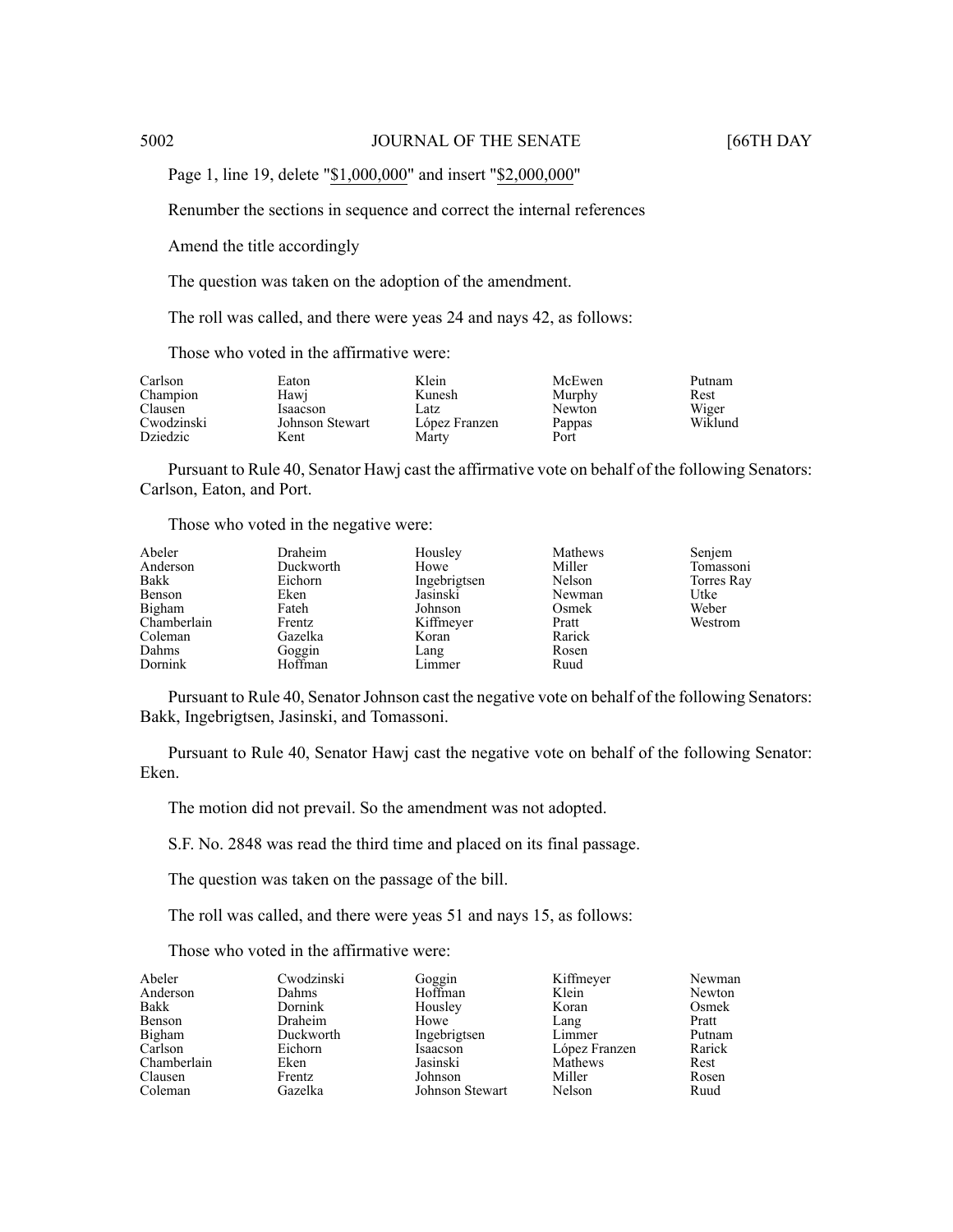Page 1, line 19, delete "$1,000,000" and insert "$2,000,000"

Renumber the sections in sequence and correct the internal references

Amend the title accordingly

The question was taken on the adoption of the amendment.

The roll was called, and there were yeas 24 and nays 42, as follows:

Those who voted in the affirmative were:

| | | | | |
|---|---|---|---|---|
| Carlson | Eaton | Klein | McEwen | Putnam |
| Champion | Hawj | Kunesh | Murphy | Rest |
| Clausen | Isaacson | Latz | Newton | Wiger |
| Cwodzinski | Johnson Stewart | López Franzen | Pappas | Wiklund |
| Dziedzic | Kent | Marty | Port | |

Pursuant to Rule 40, Senator Hawj cast the affirmative vote on behalf of the following Senators: Carlson, Eaton, and Port.

Those who voted in the negative were:

| | | | | |
|---|---|---|---|---|
| Abeler | Draheim | Housley | Mathews | Senjem |
| Anderson | Duckworth | Howe | Miller | Tomassoni |
| Bakk | Eichorn | Ingebrigtsen | Nelson | Torres Ray |
| Benson | Eken | Jasinski | Newman | Utke |
| Bigham | Fateh | Johnson | Osmek | Weber |
| Chamberlain | Frentz | Kiffmeyer | Pratt | Westrom |
| Coleman | Gazelka | Koran | Rarick | |
| Dahms | Goggin | Lang | Rosen | |
| Dornink | Hoffman | Limmer | Ruud | |

Pursuant to Rule 40, Senator Johnson cast the negative vote on behalf of the following Senators: Bakk, Ingebrigtsen, Jasinski, and Tomassoni.

Pursuant to Rule 40, Senator Hawj cast the negative vote on behalf of the following Senator: Eken.

The motion did not prevail. So the amendment was not adopted.

S.F. No. 2848 was read the third time and placed on its final passage.

The question was taken on the passage of the bill.

The roll was called, and there were yeas 51 and nays 15, as follows:

Those who voted in the affirmative were:

| | | | | |
|---|---|---|---|---|
| Abeler | Cwodzinski | Goggin | Kiffmeyer | Newman |
| Anderson | Dahms | Hoffman | Klein | Newton |
| Bakk | Dornink | Housley | Koran | Osmek |
| Benson | Draheim | Howe | Lang | Pratt |
| Bigham | Duckworth | Ingebrigtsen | Limmer | Putnam |
| Carlson | Eichorn | Isaacson | López Franzen | Rarick |
| Chamberlain | Eken | Jasinski | Mathews | Rest |
| Clausen | Frentz | Johnson | Miller | Rosen |
| Coleman | Gazelka | Johnson Stewart | Nelson | Ruud |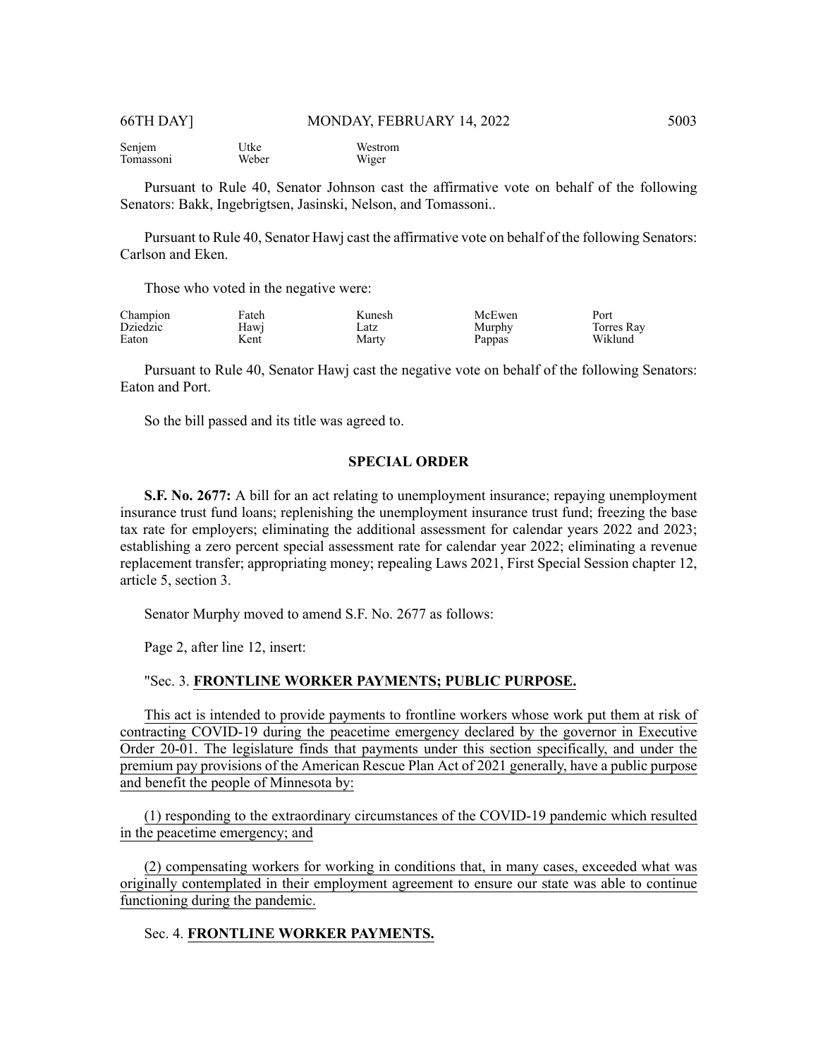| | | |
|---|---|---|
| Senjem | Utke | Westrom |
| Tomassoni | Weber | Wiger |

Pursuant to Rule 40, Senator Johnson cast the affirmative vote on behalf of the following Senators: Bakk, Ingebrigtsen, Jasinski, Nelson, and Tomassoni..

Pursuant to Rule 40, Senator Hawj cast the affirmative vote on behalf of the following Senators: Carlson and Eken.

Those who voted in the negative were:

| | | | | |
|---|---|---|---|---|
| Champion | Fateh | Kunesh | McEwen | Port |
| Dziedzic | Hawj | Latz | Murphy | Torres Ray |
| Eaton | Kent | Marty | Pappas | Wiklund |

Pursuant to Rule 40, Senator Hawj cast the negative vote on behalf of the following Senators: Eaton and Port.

So the bill passed and its title was agreed to.

## SPECIAL ORDER

**S.F. No. 2677:** A bill for an act relating to unemployment insurance; repaying unemployment insurance trust fund loans; replenishing the unemployment insurance trust fund; freezing the base tax rate for employers; eliminating the additional assessment for calendar years 2022 and 2023; establishing a zero percent special assessment rate for calendar year 2022; eliminating a revenue replacement transfer; appropriating money; repealing Laws 2021, First Special Session chapter 12, article 5, section 3.

Senator Murphy moved to amend S.F. No. 2677 as follows:

Page 2, after line 12, insert:

"Sec. 3. **FRONTLINE WORKER PAYMENTS; PUBLIC PURPOSE.**

This act is intended to provide payments to frontline workers whose work put them at risk of contracting COVID-19 during the peacetime emergency declared by the governor in Executive Order 20-01. The legislature finds that payments under this section specifically, and under the premium pay provisions of the American Rescue Plan Act of 2021 generally, have a public purpose and benefit the people of Minnesota by:

(1) responding to the extraordinary circumstances of the COVID-19 pandemic which resulted in the peacetime emergency; and

(2) compensating workers for working in conditions that, in many cases, exceeded what was originally contemplated in their employment agreement to ensure our state was able to continue functioning during the pandemic.

Sec. 4. **FRONTLINE WORKER PAYMENTS.**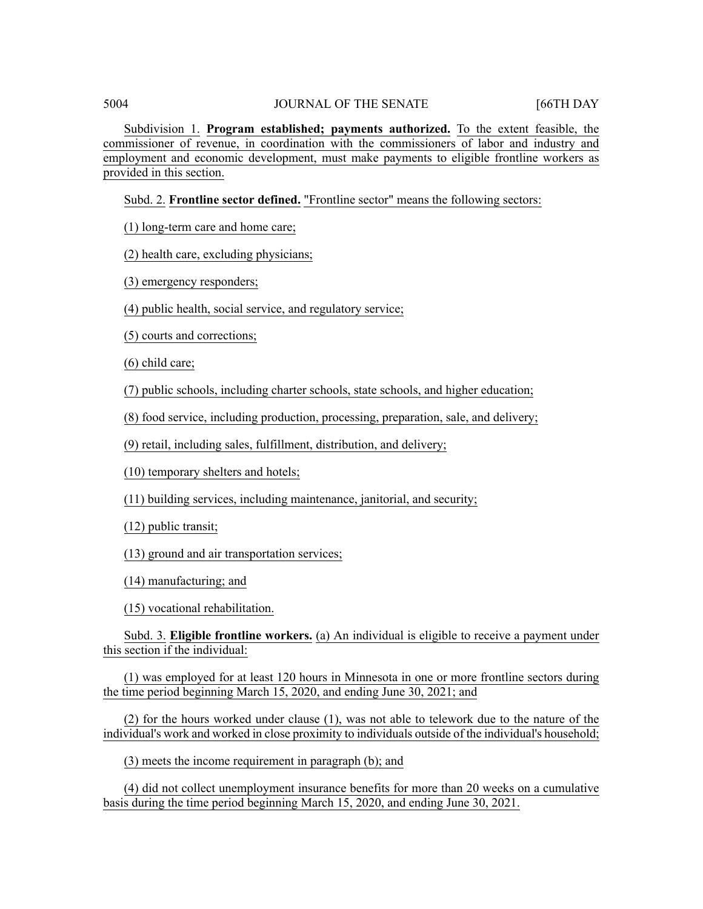Subdivision 1. **Program established; payments authorized.** To the extent feasible, the commissioner of revenue, in coordination with the commissioners of labor and industry and employment and economic development, must make payments to eligible frontline workers as provided in this section.

Subd. 2. **Frontline sector defined.** "Frontline sector" means the following sectors:

(1) long-term care and home care;

(2) health care, excluding physicians;

(3) emergency responders;

(4) public health, social service, and regulatory service;

(5) courts and corrections;

(6) child care;

(7) public schools, including charter schools, state schools, and higher education;

(8) food service, including production, processing, preparation, sale, and delivery;

(9) retail, including sales, fulfillment, distribution, and delivery;

(10) temporary shelters and hotels;

(11) building services, including maintenance, janitorial, and security;

(12) public transit;

(13) ground and air transportation services;

(14) manufacturing; and

(15) vocational rehabilitation.

Subd. 3. **Eligible frontline workers.** (a) An individual is eligible to receive a payment under this section if the individual:

(1) was employed for at least 120 hours in Minnesota in one or more frontline sectors during the time period beginning March 15, 2020, and ending June 30, 2021; and

(2) for the hours worked under clause (1), was not able to telework due to the nature of the individual's work and worked in close proximity to individuals outside of the individual's household;

(3) meets the income requirement in paragraph (b); and

(4) did not collect unemployment insurance benefits for more than 20 weeks on a cumulative basis during the time period beginning March 15, 2020, and ending June 30, 2021.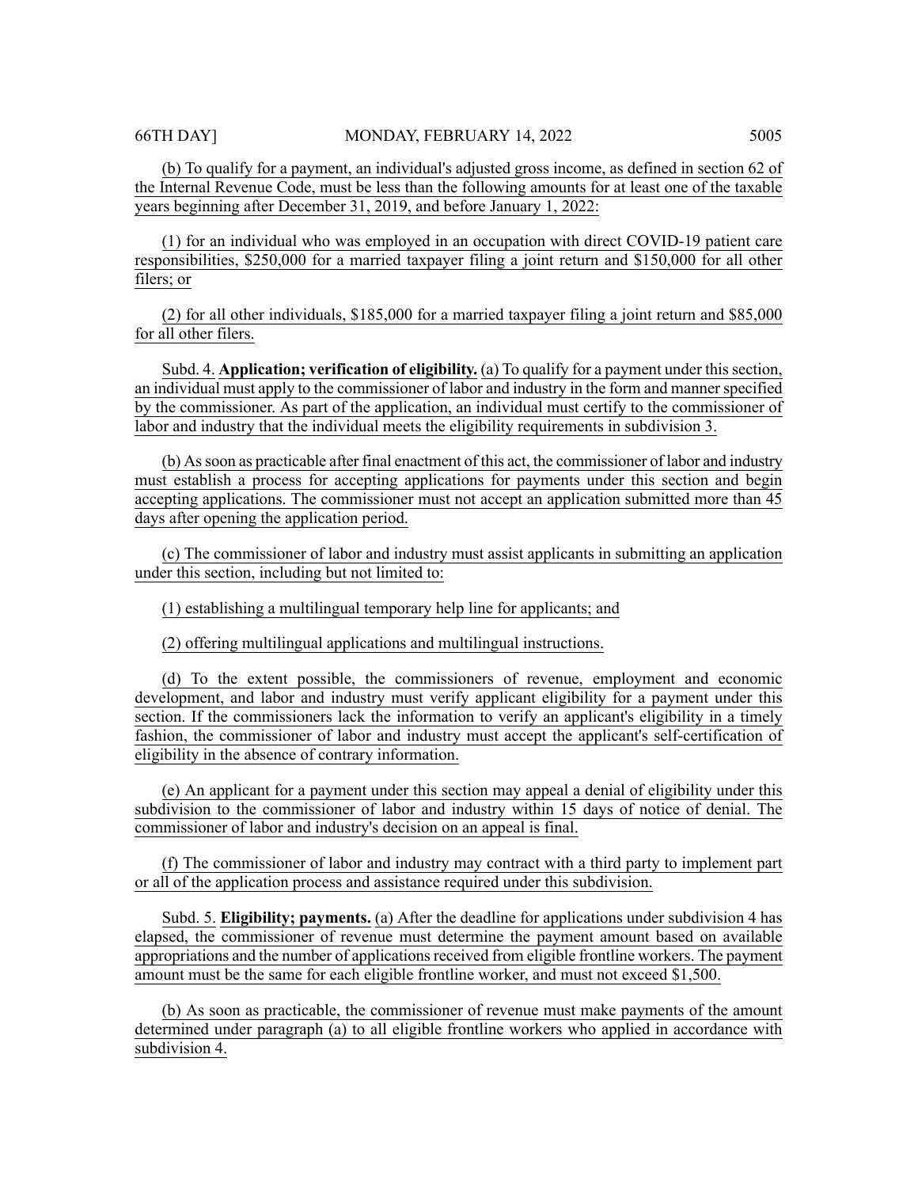(b) To qualify for a payment, an individual's adjusted gross income, as defined in section 62 of the Internal Revenue Code, must be less than the following amounts for at least one of the taxable years beginning after December 31, 2019, and before January 1, 2022:

(1) for an individual who was employed in an occupation with direct COVID-19 patient care responsibilities, $250,000 for a married taxpayer filing a joint return and $150,000 for all other filers; or

(2) for all other individuals, $185,000 for a married taxpayer filing a joint return and $85,000 for all other filers.

Subd. 4. **Application; verification of eligibility.** (a) To qualify for a payment under this section, an individual must apply to the commissioner of labor and industry in the form and manner specified by the commissioner. As part of the application, an individual must certify to the commissioner of labor and industry that the individual meets the eligibility requirements in subdivision 3.

(b) As soon as practicable after final enactment of this act, the commissioner of labor and industry must establish a process for accepting applications for payments under this section and begin accepting applications. The commissioner must not accept an application submitted more than 45 days after opening the application period.

(c) The commissioner of labor and industry must assist applicants in submitting an application under this section, including but not limited to:

(1) establishing a multilingual temporary help line for applicants; and

(2) offering multilingual applications and multilingual instructions.

(d) To the extent possible, the commissioners of revenue, employment and economic development, and labor and industry must verify applicant eligibility for a payment under this section. If the commissioners lack the information to verify an applicant's eligibility in a timely fashion, the commissioner of labor and industry must accept the applicant's self-certification of eligibility in the absence of contrary information.

(e) An applicant for a payment under this section may appeal a denial of eligibility under this subdivision to the commissioner of labor and industry within 15 days of notice of denial. The commissioner of labor and industry's decision on an appeal is final.

(f) The commissioner of labor and industry may contract with a third party to implement part or all of the application process and assistance required under this subdivision.

Subd. 5. **Eligibility; payments.** (a) After the deadline for applications under subdivision 4 has elapsed, the commissioner of revenue must determine the payment amount based on available appropriations and the number of applications received from eligible frontline workers. The payment amount must be the same for each eligible frontline worker, and must not exceed $1,500.

(b) As soon as practicable, the commissioner of revenue must make payments of the amount determined under paragraph (a) to all eligible frontline workers who applied in accordance with subdivision 4.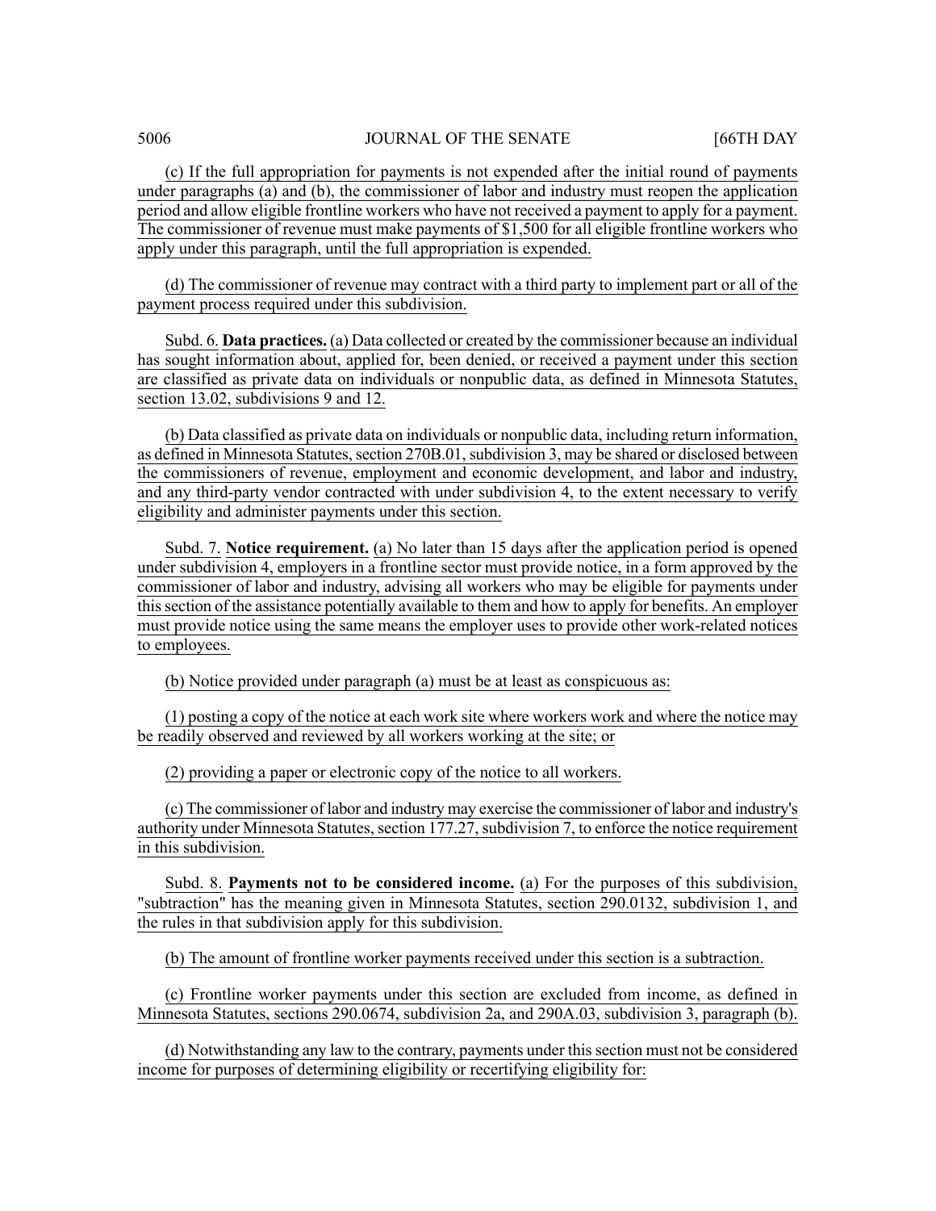(c) If the full appropriation for payments is not expended after the initial round of payments under paragraphs (a) and (b), the commissioner of labor and industry must reopen the application period and allow eligible frontline workers who have not received a payment to apply for a payment. The commissioner of revenue must make payments of $1,500 for all eligible frontline workers who apply under this paragraph, until the full appropriation is expended.

(d) The commissioner of revenue may contract with a third party to implement part or all of the payment process required under this subdivision.

Subd. 6. **Data practices.** (a) Data collected or created by the commissioner because an individual has sought information about, applied for, been denied, or received a payment under this section are classified as private data on individuals or nonpublic data, as defined in Minnesota Statutes, section 13.02, subdivisions 9 and 12.

(b) Data classified as private data on individuals or nonpublic data, including return information, as defined in Minnesota Statutes, section 270B.01, subdivision 3, may be shared or disclosed between the commissioners of revenue, employment and economic development, and labor and industry, and any third-party vendor contracted with under subdivision 4, to the extent necessary to verify eligibility and administer payments under this section.

Subd. 7. **Notice requirement.** (a) No later than 15 days after the application period is opened under subdivision 4, employers in a frontline sector must provide notice, in a form approved by the commissioner of labor and industry, advising all workers who may be eligible for payments under this section of the assistance potentially available to them and how to apply for benefits. An employer must provide notice using the same means the employer uses to provide other work-related notices to employees.

(b) Notice provided under paragraph (a) must be at least as conspicuous as:

(1) posting a copy of the notice at each work site where workers work and where the notice may be readily observed and reviewed by all workers working at the site; or

(2) providing a paper or electronic copy of the notice to all workers.

(c) The commissioner of labor and industry may exercise the commissioner of labor and industry's authority under Minnesota Statutes, section 177.27, subdivision 7, to enforce the notice requirement in this subdivision.

Subd. 8. **Payments not to be considered income.** (a) For the purposes of this subdivision, "subtraction" has the meaning given in Minnesota Statutes, section 290.0132, subdivision 1, and the rules in that subdivision apply for this subdivision.

(b) The amount of frontline worker payments received under this section is a subtraction.

(c) Frontline worker payments under this section are excluded from income, as defined in Minnesota Statutes, sections 290.0674, subdivision 2a, and 290A.03, subdivision 3, paragraph (b).

(d) Notwithstanding any law to the contrary, payments under this section must not be considered income for purposes of determining eligibility or recertifying eligibility for: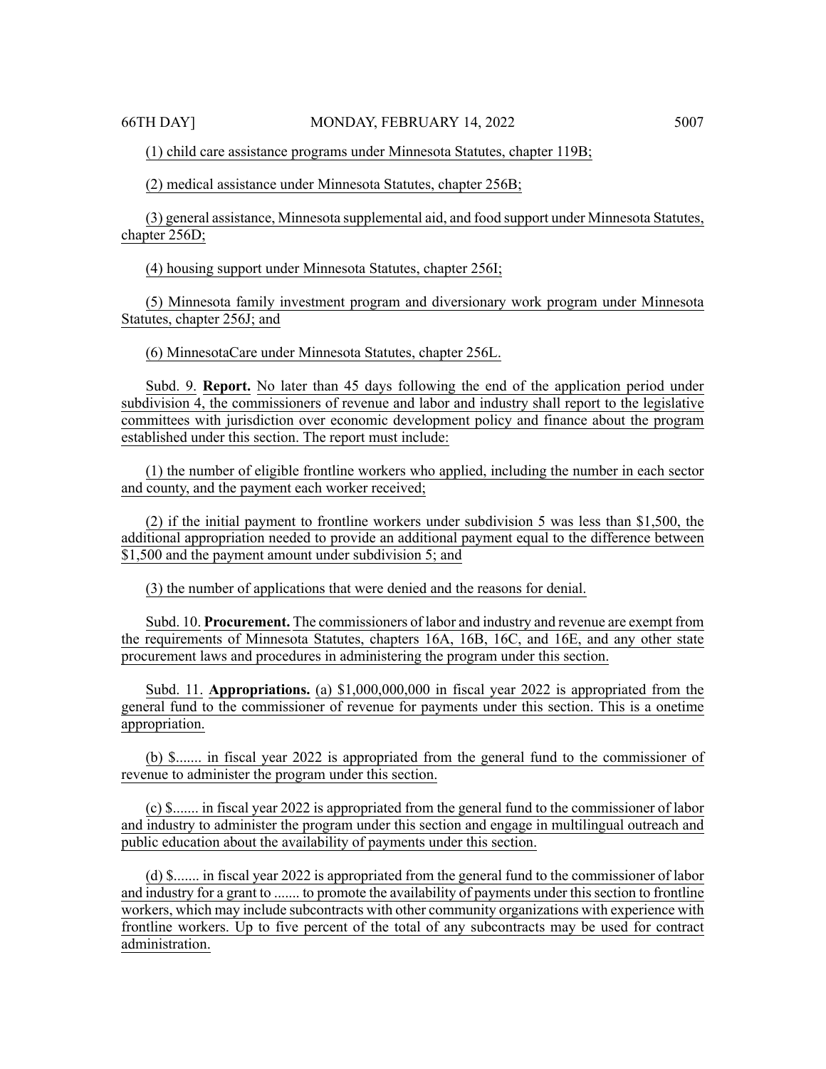(1) child care assistance programs under Minnesota Statutes, chapter 119B;

(2) medical assistance under Minnesota Statutes, chapter 256B;

(3) general assistance, Minnesota supplemental aid, and food support under Minnesota Statutes, chapter 256D;

(4) housing support under Minnesota Statutes, chapter 256I;

(5) Minnesota family investment program and diversionary work program under Minnesota Statutes, chapter 256J; and

(6) MinnesotaCare under Minnesota Statutes, chapter 256L.

Subd. 9. **Report.** No later than 45 days following the end of the application period under subdivision 4, the commissioners of revenue and labor and industry shall report to the legislative committees with jurisdiction over economic development policy and finance about the program established under this section. The report must include:

(1) the number of eligible frontline workers who applied, including the number in each sector and county, and the payment each worker received;

(2) if the initial payment to frontline workers under subdivision 5 was less than $1,500, the additional appropriation needed to provide an additional payment equal to the difference between $1,500 and the payment amount under subdivision 5; and

(3) the number of applications that were denied and the reasons for denial.

Subd. 10. **Procurement.** The commissioners of labor and industry and revenue are exempt from the requirements of Minnesota Statutes, chapters 16A, 16B, 16C, and 16E, and any other state procurement laws and procedures in administering the program under this section.

Subd. 11. **Appropriations.** (a) $1,000,000,000 in fiscal year 2022 is appropriated from the general fund to the commissioner of revenue for payments under this section. This is a onetime appropriation.

(b) $....... in fiscal year 2022 is appropriated from the general fund to the commissioner of revenue to administer the program under this section.

(c) $....... in fiscal year 2022 is appropriated from the general fund to the commissioner of labor and industry to administer the program under this section and engage in multilingual outreach and public education about the availability of payments under this section.

(d) $....... in fiscal year 2022 is appropriated from the general fund to the commissioner of labor and industry for a grant to ....... to promote the availability of payments under this section to frontline workers, which may include subcontracts with other community organizations with experience with frontline workers. Up to five percent of the total of any subcontracts may be used for contract administration.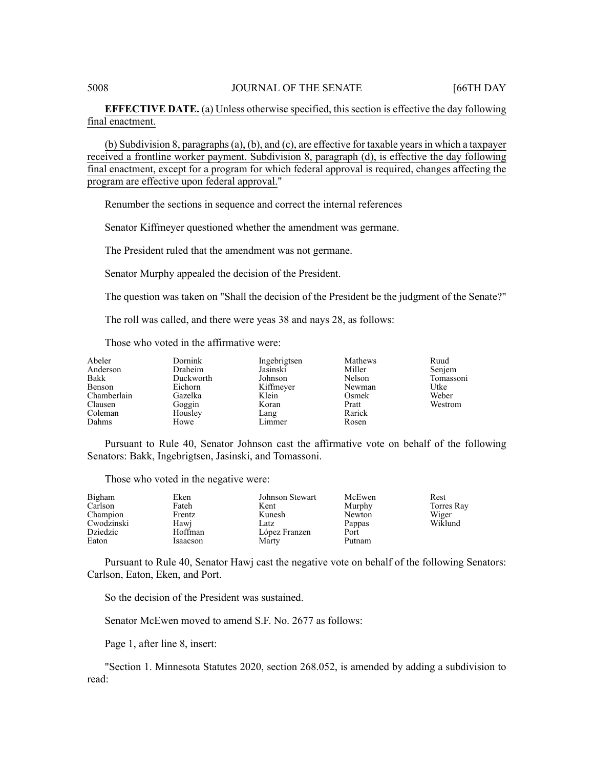**EFFECTIVE DATE.** (a) Unless otherwise specified, this section is effective the day following final enactment.

(b) Subdivision 8, paragraphs (a), (b), and (c), are effective for taxable years in which a taxpayer received a frontline worker payment. Subdivision 8, paragraph (d), is effective the day following final enactment, except for a program for which federal approval is required, changes affecting the program are effective upon federal approval."

Renumber the sections in sequence and correct the internal references

Senator Kiffmeyer questioned whether the amendment was germane.

The President ruled that the amendment was not germane.

Senator Murphy appealed the decision of the President.

The question was taken on "Shall the decision of the President be the judgment of the Senate?"

The roll was called, and there were yeas 38 and nays 28, as follows:

Those who voted in the affirmative were:

| | | | | |
|---|---|---|---|---|
| Abeler | Dornink | Ingebrigtsen | Mathews | Ruud |
| Anderson | Draheim | Jasinski | Miller | Senjem |
| Bakk | Duckworth | Johnson | Nelson | Tomassoni |
| Benson | Eichorn | Kiffmeyer | Newman | Utke |
| Chamberlain | Gazelka | Klein | Osmek | Weber |
| Clausen | Goggin | Koran | Pratt | Westrom |
| Coleman | Housley | Lang | Rarick | |
| Dahms | Howe | Limmer | Rosen | |

Pursuant to Rule 40, Senator Johnson cast the affirmative vote on behalf of the following Senators: Bakk, Ingebrigtsen, Jasinski, and Tomassoni.

Those who voted in the negative were:

| | | | | |
|---|---|---|---|---|
| Bigham | Eken | Johnson Stewart | McEwen | Rest |
| Carlson | Fateh | Kent | Murphy | Torres Ray |
| Champion | Frentz | Kunesh | Newton | Wiger |
| Cwodzinski | Hawj | Latz | Pappas | Wiklund |
| Dziedzic | Hoffman | López Franzen | Port | |
| Eaton | Isaacson | Marty | Putnam | |

Pursuant to Rule 40, Senator Hawj cast the negative vote on behalf of the following Senators: Carlson, Eaton, Eken, and Port.

So the decision of the President was sustained.

Senator McEwen moved to amend S.F. No. 2677 as follows:

Page 1, after line 8, insert:

"Section 1. Minnesota Statutes 2020, section 268.052, is amended by adding a subdivision to read: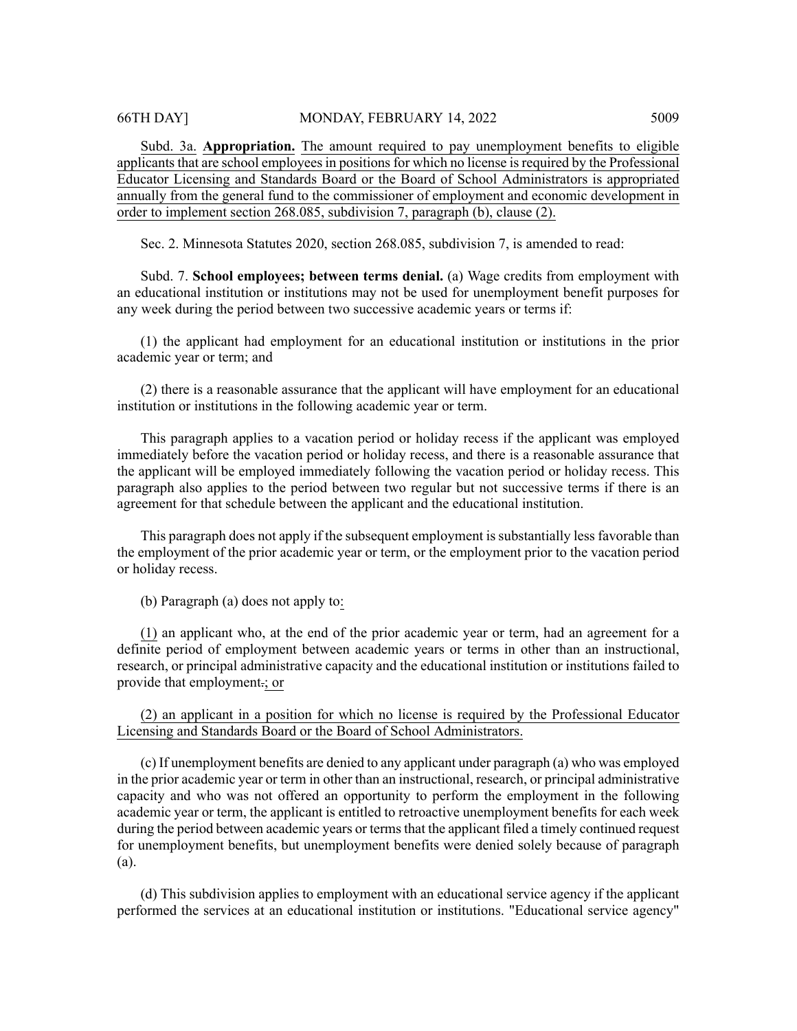Subd. 3a. **Appropriation.** The amount required to pay unemployment benefits to eligible applicants that are school employees in positions for which no license is required by the Professional Educator Licensing and Standards Board or the Board of School Administrators is appropriated annually from the general fund to the commissioner of employment and economic development in order to implement section 268.085, subdivision 7, paragraph (b), clause (2).

Sec. 2. Minnesota Statutes 2020, section 268.085, subdivision 7, is amended to read:

Subd. 7. **School employees; between terms denial.** (a) Wage credits from employment with an educational institution or institutions may not be used for unemployment benefit purposes for any week during the period between two successive academic years or terms if:

(1) the applicant had employment for an educational institution or institutions in the prior academic year or term; and

(2) there is a reasonable assurance that the applicant will have employment for an educational institution or institutions in the following academic year or term.

This paragraph applies to a vacation period or holiday recess if the applicant was employed immediately before the vacation period or holiday recess, and there is a reasonable assurance that the applicant will be employed immediately following the vacation period or holiday recess. This paragraph also applies to the period between two regular but not successive terms if there is an agreement for that schedule between the applicant and the educational institution.

This paragraph does not apply if the subsequent employment is substantially less favorable than the employment of the prior academic year or term, or the employment prior to the vacation period or holiday recess.

(b) Paragraph (a) does not apply to:

(1) an applicant who, at the end of the prior academic year or term, had an agreement for a definite period of employment between academic years or terms in other than an instructional, research, or principal administrative capacity and the educational institution or institutions failed to provide that employment~~.~~; or

(2) an applicant in a position for which no license is required by the Professional Educator Licensing and Standards Board or the Board of School Administrators.

(c) If unemployment benefits are denied to any applicant under paragraph (a) who was employed in the prior academic year or term in other than an instructional, research, or principal administrative capacity and who was not offered an opportunity to perform the employment in the following academic year or term, the applicant is entitled to retroactive unemployment benefits for each week during the period between academic years or terms that the applicant filed a timely continued request for unemployment benefits, but unemployment benefits were denied solely because of paragraph (a).

(d) This subdivision applies to employment with an educational service agency if the applicant performed the services at an educational institution or institutions. "Educational service agency"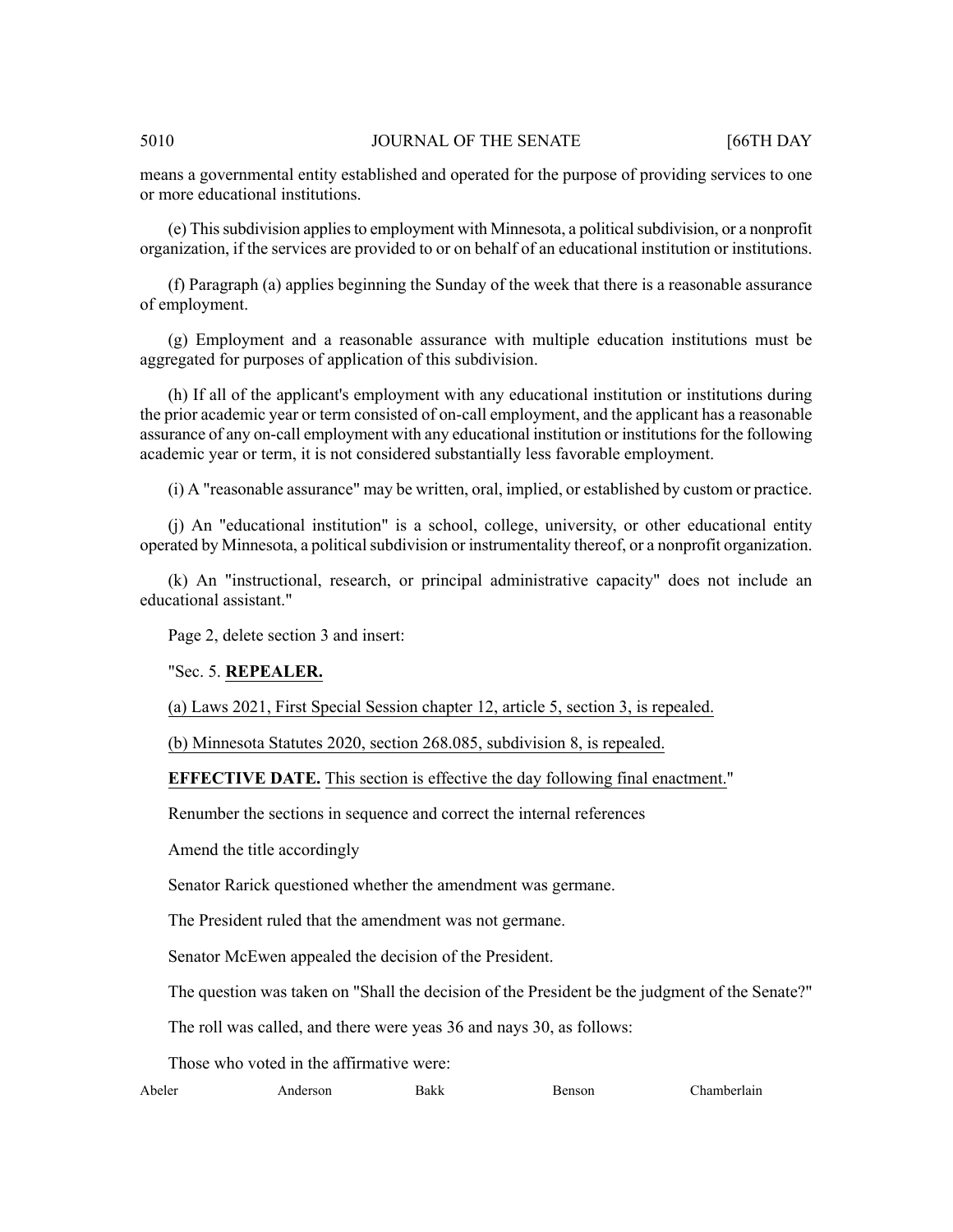means a governmental entity established and operated for the purpose of providing services to one or more educational institutions.

(e) This subdivision applies to employment with Minnesota, a political subdivision, or a nonprofit organization, if the services are provided to or on behalf of an educational institution or institutions.

(f) Paragraph (a) applies beginning the Sunday of the week that there is a reasonable assurance of employment.

(g) Employment and a reasonable assurance with multiple education institutions must be aggregated for purposes of application of this subdivision.

(h) If all of the applicant's employment with any educational institution or institutions during the prior academic year or term consisted of on-call employment, and the applicant has a reasonable assurance of any on-call employment with any educational institution or institutions for the following academic year or term, it is not considered substantially less favorable employment.

(i) A "reasonable assurance" may be written, oral, implied, or established by custom or practice.

(j) An "educational institution" is a school, college, university, or other educational entity operated by Minnesota, a political subdivision or instrumentality thereof, or a nonprofit organization.

(k) An "instructional, research, or principal administrative capacity" does not include an educational assistant."

Page 2, delete section 3 and insert:

"Sec. 5. **REPEALER.**

(a) Laws 2021, First Special Session chapter 12, article 5, section 3, is repealed.

(b) Minnesota Statutes 2020, section 268.085, subdivision 8, is repealed.

**EFFECTIVE DATE.** This section is effective the day following final enactment."

Renumber the sections in sequence and correct the internal references

Amend the title accordingly

Senator Rarick questioned whether the amendment was germane.

The President ruled that the amendment was not germane.

Senator McEwen appealed the decision of the President.

The question was taken on "Shall the decision of the President be the judgment of the Senate?"

The roll was called, and there were yeas 36 and nays 30, as follows:

Those who voted in the affirmative were:

Abeler Anderson Bakk Benson Chamberlain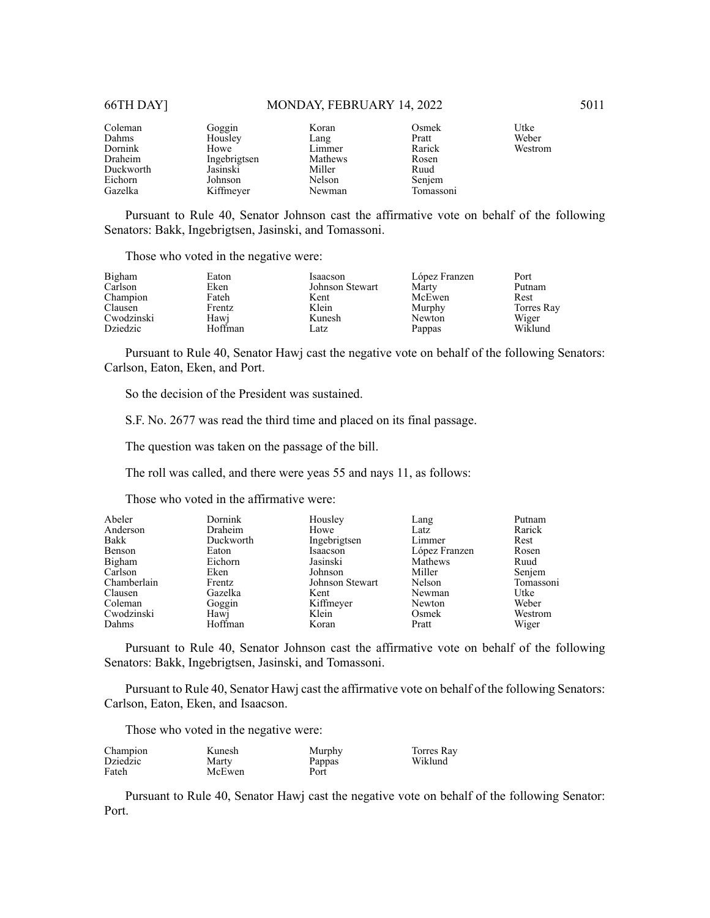| | | | | |
|---|---|---|---|---|
| Coleman | Goggin | Koran | Osmek | Utke |
| Dahms | Housley | Lang | Pratt | Weber |
| Dornink | Howe | Limmer | Rarick | Westrom |
| Draheim | Ingebrigtsen | Mathews | Rosen | |
| Duckworth | Jasinski | Miller | Ruud | |
| Eichorn | Johnson | Nelson | Senjem | |
| Gazelka | Kiffmeyer | Newman | Tomassoni | |

Pursuant to Rule 40, Senator Johnson cast the affirmative vote on behalf of the following Senators: Bakk, Ingebrigtsen, Jasinski, and Tomassoni.

Those who voted in the negative were:

| | | | | |
|---|---|---|---|---|
| Bigham | Eaton | Isaacson | López Franzen | Port |
| Carlson | Eken | Johnson Stewart | Marty | Putnam |
| Champion | Fateh | Kent | McEwen | Rest |
| Clausen | Frentz | Klein | Murphy | Torres Ray |
| Cwodzinski | Hawj | Kunesh | Newton | Wiger |
| Dziedzic | Hoffman | Latz | Pappas | Wiklund |

Pursuant to Rule 40, Senator Hawj cast the negative vote on behalf of the following Senators: Carlson, Eaton, Eken, and Port.

So the decision of the President was sustained.

S.F. No. 2677 was read the third time and placed on its final passage.

The question was taken on the passage of the bill.

The roll was called, and there were yeas 55 and nays 11, as follows:

Those who voted in the affirmative were:

| | | | | |
|---|---|---|---|---|
| Abeler | Dornink | Housley | Lang | Putnam |
| Anderson | Draheim | Howe | Latz | Rarick |
| Bakk | Duckworth | Ingebrigtsen | Limmer | Rest |
| Benson | Eaton | Isaacson | López Franzen | Rosen |
| Bigham | Eichorn | Jasinski | Mathews | Ruud |
| Carlson | Eken | Johnson | Miller | Senjem |
| Chamberlain | Frentz | Johnson Stewart | Nelson | Tomassoni |
| Clausen | Gazelka | Kent | Newman | Utke |
| Coleman | Goggin | Kiffmeyer | Newton | Weber |
| Cwodzinski | Hawj | Klein | Osmek | Westrom |
| Dahms | Hoffman | Koran | Pratt | Wiger |

Pursuant to Rule 40, Senator Johnson cast the affirmative vote on behalf of the following Senators: Bakk, Ingebrigtsen, Jasinski, and Tomassoni.

Pursuant to Rule 40, Senator Hawj cast the affirmative vote on behalf of the following Senators: Carlson, Eaton, Eken, and Isaacson.

Those who voted in the negative were:

| | | | |
|---|---|---|---|
| Champion | Kunesh | Murphy | Torres Ray |
| Dziedzic | Marty | Pappas | Wiklund |
| Fateh | McEwen | Port | |

Pursuant to Rule 40, Senator Hawj cast the negative vote on behalf of the following Senator: Port.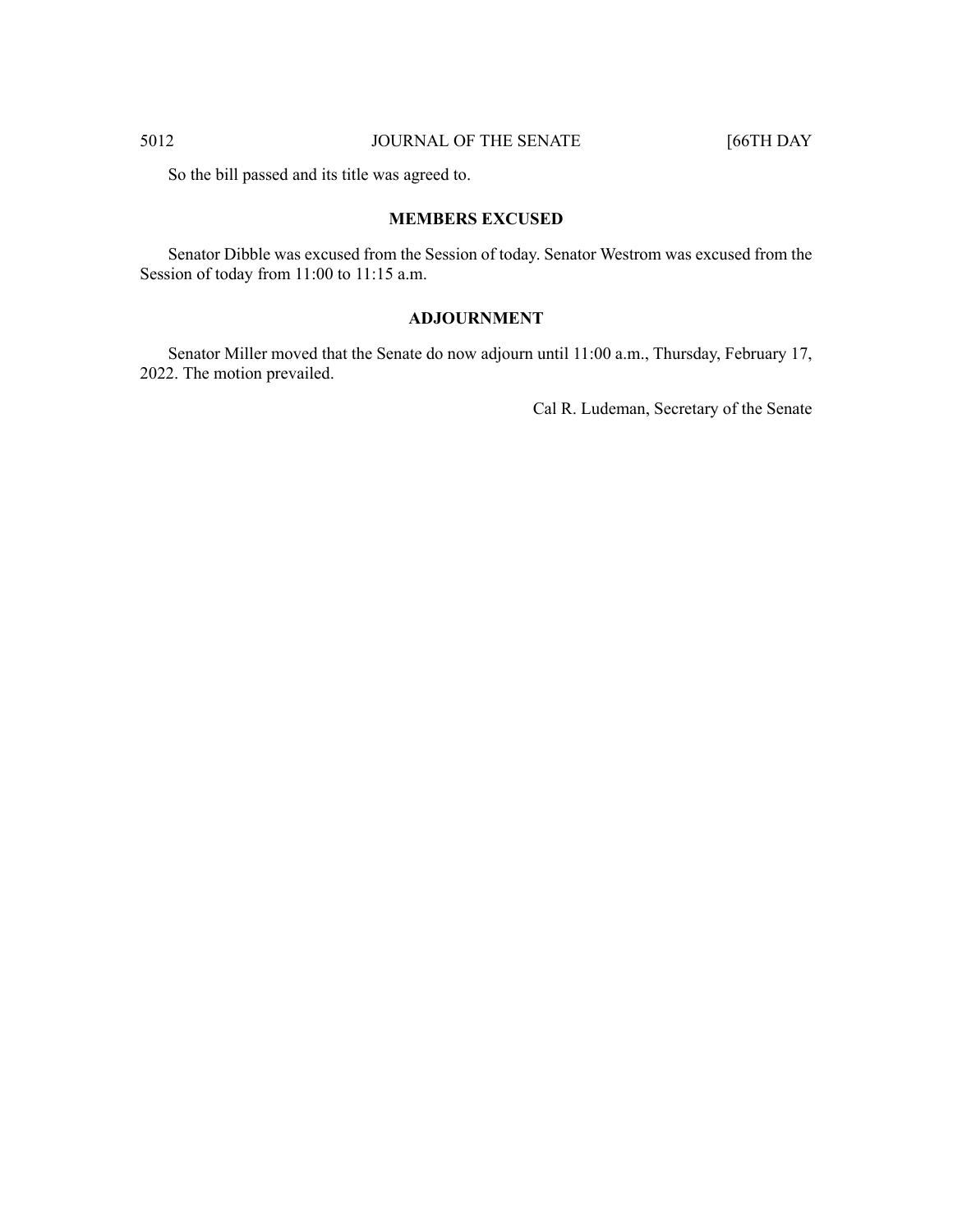So the bill passed and its title was agreed to.

## MEMBERS EXCUSED

Senator Dibble was excused from the Session of today. Senator Westrom was excused from the Session of today from 11:00 to 11:15 a.m.

## ADJOURNMENT

Senator Miller moved that the Senate do now adjourn until 11:00 a.m., Thursday, February 17, 2022. The motion prevailed.

Cal R. Ludeman, Secretary of the Senate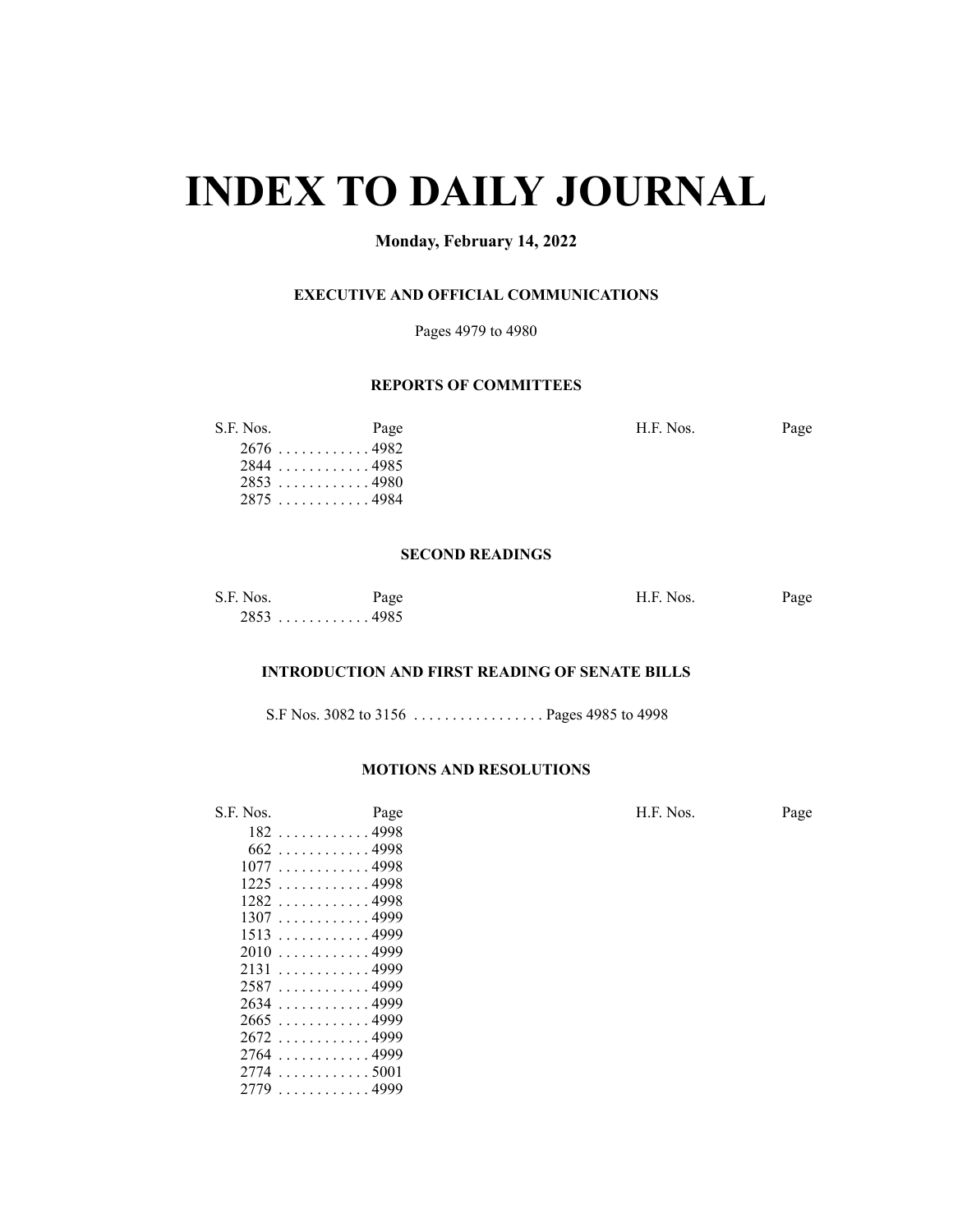# INDEX TO DAILY JOURNAL

**Monday, February 14, 2022**

### EXECUTIVE AND OFFICIAL COMMUNICATIONS

Pages 4979 to 4980

### REPORTS OF COMMITTEES

| S.F. Nos. | Page | H.F. Nos. | Page |
|---|---|---|---|
| 2676 | 4982 | | |
| 2844 | 4985 | | |
| 2853 | 4980 | | |
| 2875 | 4984 | | |

### SECOND READINGS

| S.F. Nos. | Page | H.F. Nos. | Page |
|---|---|---|---|
| 2853 | 4985 | | |

### INTRODUCTION AND FIRST READING OF SENATE BILLS

S.F Nos. 3082 to 3156 . . . . . . . . . . . . . . . . . Pages 4985 to 4998

### MOTIONS AND RESOLUTIONS

| S.F. Nos. | Page | H.F. Nos. | Page |
|---|---|---|---|
| 182 | 4998 | | |
| 662 | 4998 | | |
| 1077 | 4998 | | |
| 1225 | 4998 | | |
| 1282 | 4998 | | |
| 1307 | 4999 | | |
| 1513 | 4999 | | |
| 2010 | 4999 | | |
| 2131 | 4999 | | |
| 2587 | 4999 | | |
| 2634 | 4999 | | |
| 2665 | 4999 | | |
| 2672 | 4999 | | |
| 2764 | 4999 | | |
| 2774 | 5001 | | |
| 2779 | 4999 | | |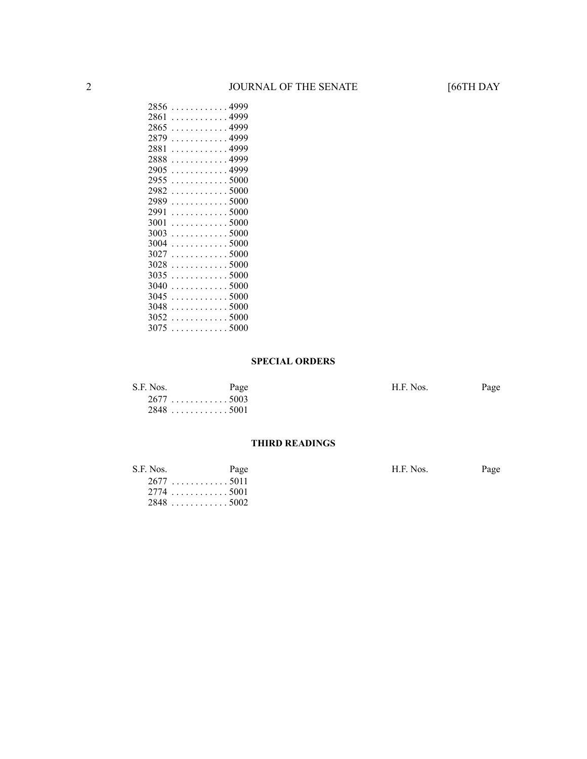2856 . . . . . . . . . . . . 4999
2861 . . . . . . . . . . . . 4999
2865 . . . . . . . . . . . . 4999
2879 . . . . . . . . . . . . 4999
2881 . . . . . . . . . . . . 4999
2888 . . . . . . . . . . . . 4999
2905 . . . . . . . . . . . . 4999
2955 . . . . . . . . . . . . 5000
2982 . . . . . . . . . . . . 5000
2989 . . . . . . . . . . . . 5000
2991 . . . . . . . . . . . . 5000
3001 . . . . . . . . . . . . 5000
3003 . . . . . . . . . . . . 5000
3004 . . . . . . . . . . . . 5000
3027 . . . . . . . . . . . . 5000
3028 . . . . . . . . . . . . 5000
3035 . . . . . . . . . . . . 5000
3040 . . . . . . . . . . . . 5000
3045 . . . . . . . . . . . . 5000
3048 . . . . . . . . . . . . 5000
3052 . . . . . . . . . . . . 5000
3075 . . . . . . . . . . . . 5000

## SPECIAL ORDERS

| S.F. Nos. | Page | H.F. Nos. | Page |
|---|---|---|---|
| 2677 | 5003 | | |
| 2848 | 5001 | | |

## THIRD READINGS

| S.F. Nos. | Page | H.F. Nos. | Page |
|---|---|---|---|
| 2677 | 5011 | | |
| 2774 | 5001 | | |
| 2848 | 5002 | | |